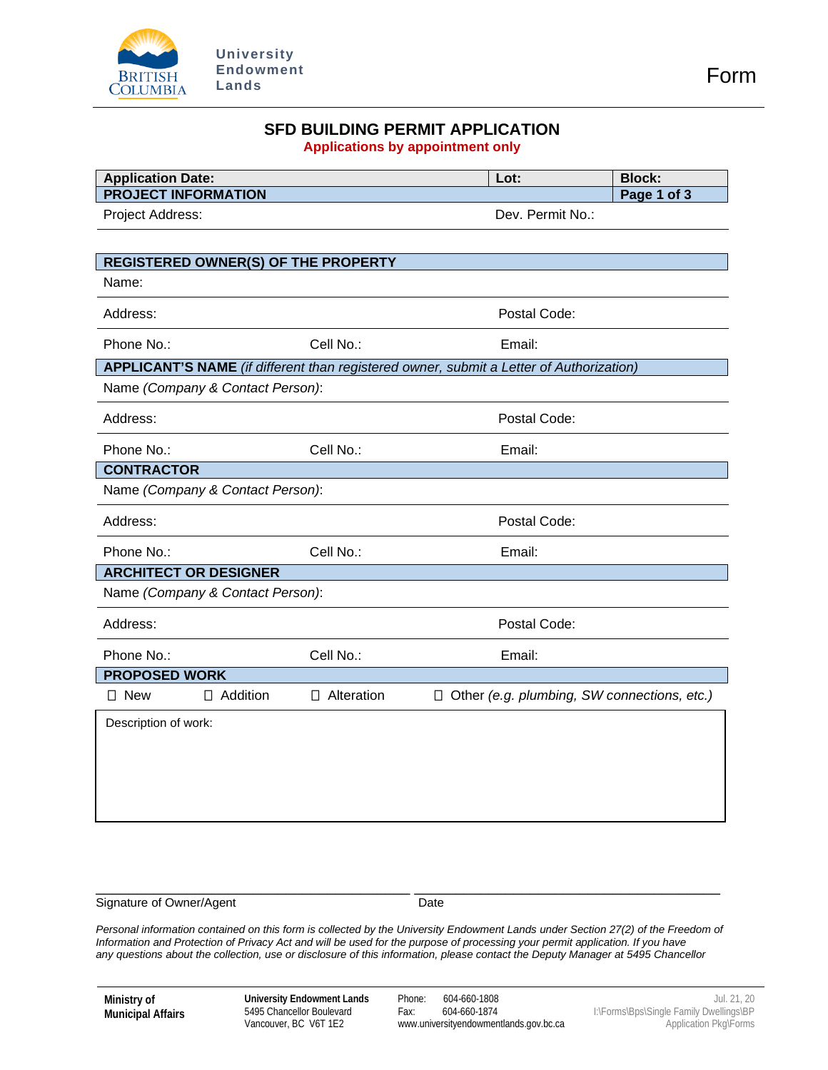University Endowment Lands

Form

# SFD BUILDING PERMIT APPLICATION

**Applications by appointment only**

| **Application Date:** | **Lot:** | **Block:** |
|---|---|---|
| **PROJECT INFORMATION** | | **Page 1 of 3** |
| Project Address: | Dev. Permit No.: | |

## REGISTERED OWNER(S) OF THE PROPERTY

Name:

Address: Postal Code:

Phone No.: Cell No.: Email:

## APPLICANT'S NAME *(if different than registered owner, submit a Letter of Authorization)*

Name *(Company & Contact Person)*:

Address: Postal Code:

Phone No.: Cell No.: Email:

## CONTRACTOR

Name *(Company & Contact Person)*:

Address: Postal Code:

Phone No.: Cell No.: Email:

## ARCHITECT OR DESIGNER

Name *(Company & Contact Person)*:

Address: Postal Code:

Phone No.: Cell No.: Email:

## PROPOSED WORK

☐ New ☐ Addition ☐ Alteration ☐ Other *(e.g. plumbing, SW connections, etc.)*

Description of work:

\_\_\_\_\_\_\_\_\_\_\_\_\_\_\_\_\_\_\_\_\_\_\_\_\_\_\_\_\_\_\_\_\_\_\_\_\_\_ \_\_\_\_\_\_\_\_\_\_\_\_\_\_\_\_\_\_\_\_\_\_\_\_\_\_\_\_\_\_\_\_\_\_\_\_\_\_

Signature of Owner/Agent Date

*Personal information contained on this form is collected by the University Endowment Lands under Section 27(2) of the Freedom of Information and Protection of Privacy Act and will be used for the purpose of processing your permit application. If you have any questions about the collection, use or disclosure of this information, please contact the Deputy Manager at 5495 Chancellor*

**Ministry of Municipal Affairs**

**University Endowment Lands**
5495 Chancellor Boulevard
Vancouver, BC V6T 1E2

Phone: 604-660-1808
Fax: 604-660-1874
www.universityendowmentlands.gov.bc.ca

Jul. 21, 20
I:\Forms\Bps\Single Family Dwellings\BP Application Pkg\Forms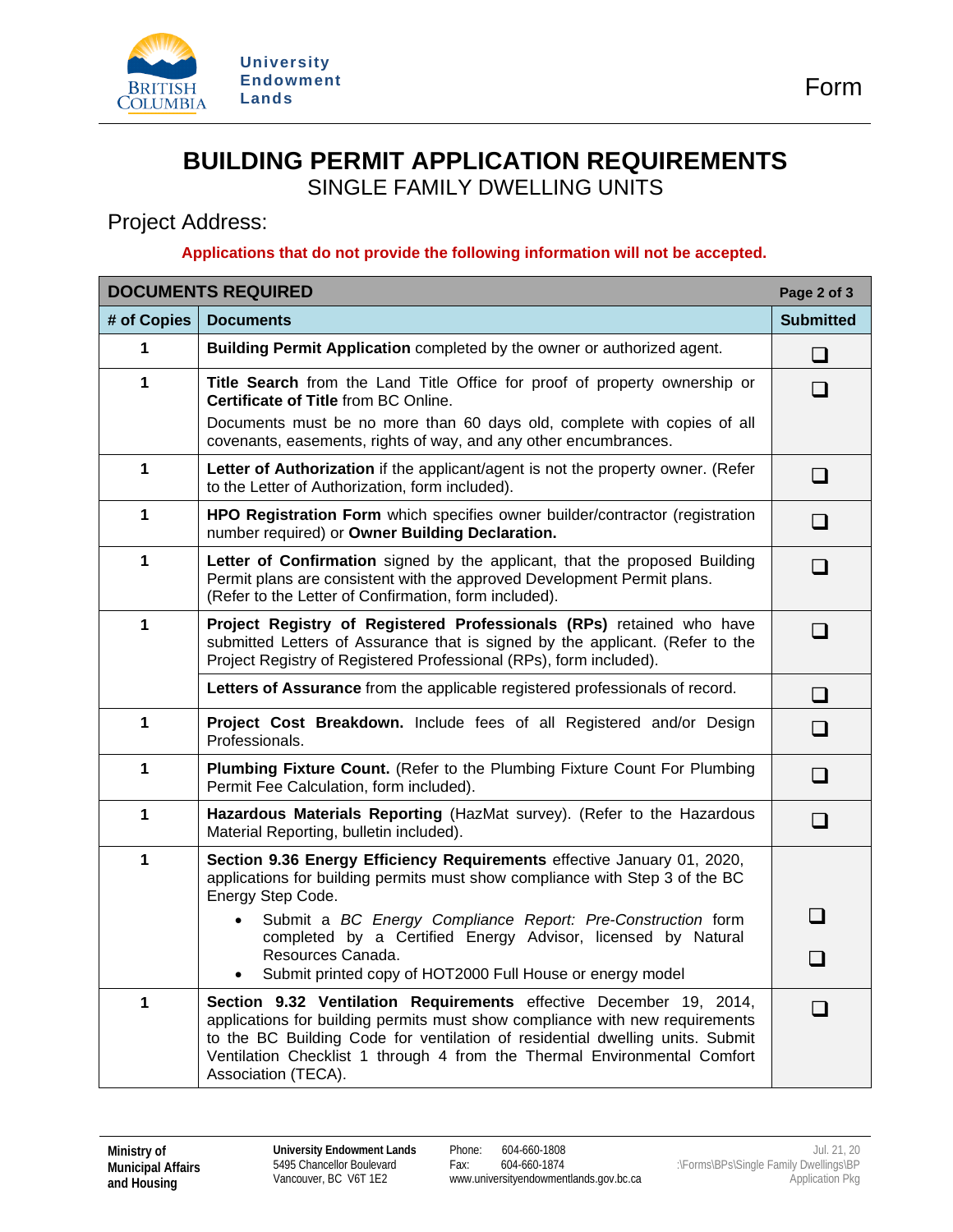University Endowment Lands

Form

# BUILDING PERMIT APPLICATION REQUIREMENTS

## SINGLE FAMILY DWELLING UNITS

Project Address:

**Applications that do not provide the following information will not be accepted.**

| **DOCUMENTS REQUIRED** | | **Page 2 of 3** |
|---|---|---|
| **# of Copies** | **Documents** | **Submitted** |
| 1 | **Building Permit Application** completed by the owner or authorized agent. | ❑ |
| 1 | **Title Search** from the Land Title Office for proof of property ownership or **Certificate of Title** from BC Online.<br>Documents must be no more than 60 days old, complete with copies of all covenants, easements, rights of way, and any other encumbrances. | ❑ |
| 1 | **Letter of Authorization** if the applicant/agent is not the property owner. (Refer to the Letter of Authorization, form included). | ❑ |
| 1 | **HPO Registration Form** which specifies owner builder/contractor (registration number required) or **Owner Building Declaration.** | ❑ |
| 1 | **Letter of Confirmation** signed by the applicant, that the proposed Building Permit plans are consistent with the approved Development Permit plans. (Refer to the Letter of Confirmation, form included). | ❑ |
| 1 | **Project Registry of Registered Professionals (RPs)** retained who have submitted Letters of Assurance that is signed by the applicant. (Refer to the Project Registry of Registered Professional (RPs), form included). | ❑ |
| | **Letters of Assurance** from the applicable registered professionals of record. | ❑ |
| 1 | **Project Cost Breakdown.** Include fees of all Registered and/or Design Professionals. | ❑ |
| 1 | **Plumbing Fixture Count.** (Refer to the Plumbing Fixture Count For Plumbing Permit Fee Calculation, form included). | ❑ |
| 1 | **Hazardous Materials Reporting** (HazMat survey). (Refer to the Hazardous Material Reporting, bulletin included). | ❑ |
| 1 | **Section 9.36 Energy Efficiency Requirements** effective January 01, 2020, applications for building permits must show compliance with Step 3 of the BC Energy Step Code.<br>• Submit a *BC Energy Compliance Report: Pre-Construction* form completed by a Certified Energy Advisor, licensed by Natural Resources Canada.<br>• Submit printed copy of HOT2000 Full House or energy model | ❑<br>❑ |
| 1 | **Section 9.32 Ventilation Requirements** effective December 19, 2014, applications for building permits must show compliance with new requirements to the BC Building Code for ventilation of residential dwelling units. Submit Ventilation Checklist 1 through 4 from the Thermal Environmental Comfort Association (TECA). | ❑ |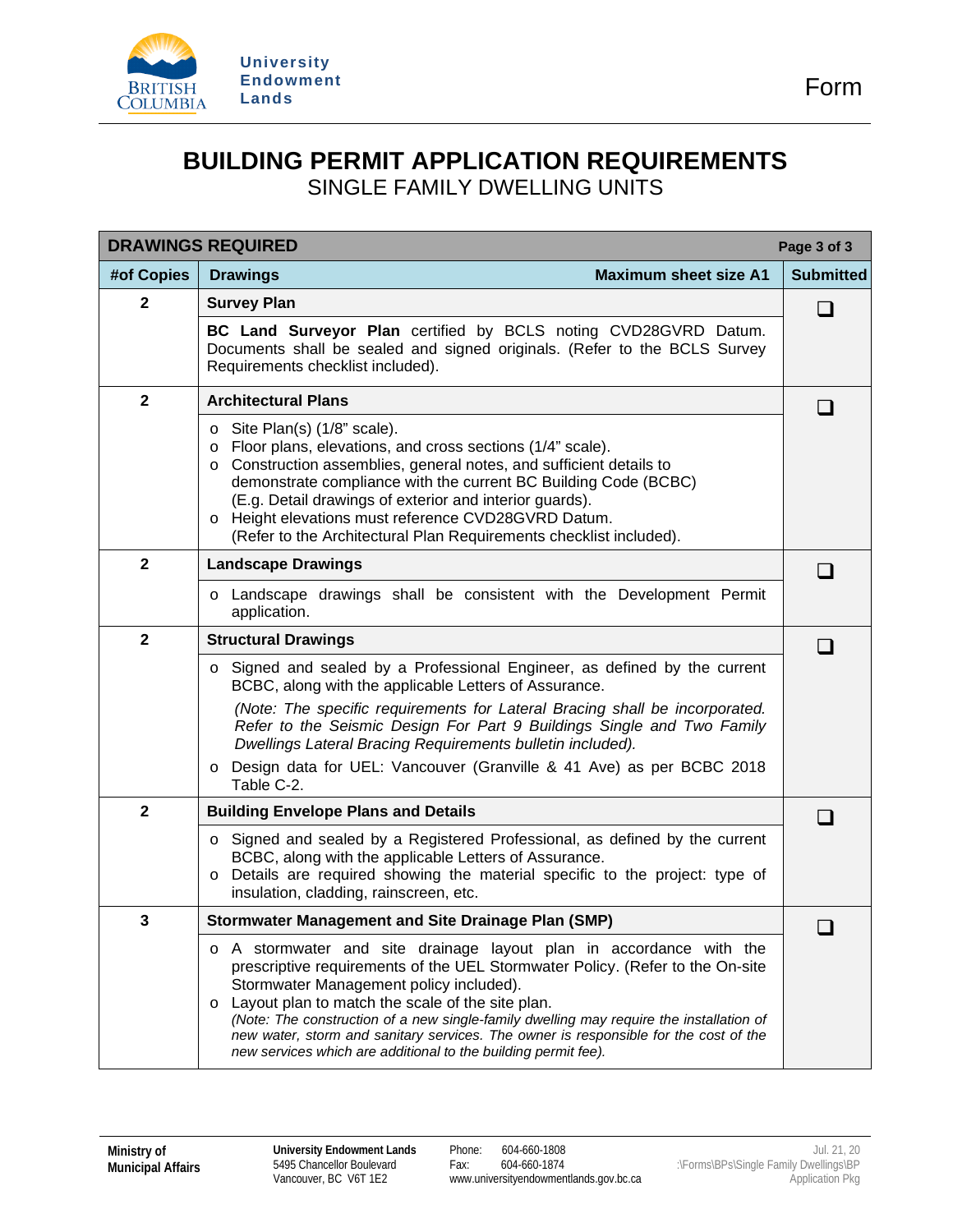# BUILDING PERMIT APPLICATION REQUIREMENTS

SINGLE FAMILY DWELLING UNITS

| DRAWINGS REQUIRED | | Page 3 of 3 |
|---|---|---|
| **#of Copies** | **Drawings** — **Maximum sheet size A1** | **Submitted** |
| **2** | **Survey Plan**<br><br>**BC Land Surveyor Plan** certified by BCLS noting CVD28GVRD Datum. Documents shall be sealed and signed originals. (Refer to the BCLS Survey Requirements checklist included). | ❑ |
| **2** | **Architectural Plans**<br><br>o Site Plan(s) (1/8" scale).<br>o Floor plans, elevations, and cross sections (1/4" scale).<br>o Construction assemblies, general notes, and sufficient details to demonstrate compliance with the current BC Building Code (BCBC) (E.g. Detail drawings of exterior and interior guards).<br>o Height elevations must reference CVD28GVRD Datum. (Refer to the Architectural Plan Requirements checklist included). | ❑ |
| **2** | **Landscape Drawings**<br><br>o Landscape drawings shall be consistent with the Development Permit application. | ❑ |
| **2** | **Structural Drawings**<br><br>o Signed and sealed by a Professional Engineer, as defined by the current BCBC, along with the applicable Letters of Assurance.<br>*(Note: The specific requirements for Lateral Bracing shall be incorporated. Refer to the Seismic Design For Part 9 Buildings Single and Two Family Dwellings Lateral Bracing Requirements bulletin included).*<br>o Design data for UEL: Vancouver (Granville & 41 Ave) as per BCBC 2018 Table C-2. | ❑ |
| **2** | **Building Envelope Plans and Details**<br><br>o Signed and sealed by a Registered Professional, as defined by the current BCBC, along with the applicable Letters of Assurance.<br>o Details are required showing the material specific to the project: type of insulation, cladding, rainscreen, etc. | ❑ |
| **3** | **Stormwater Management and Site Drainage Plan (SMP)**<br><br>o A stormwater and site drainage layout plan in accordance with the prescriptive requirements of the UEL Stormwater Policy. (Refer to the On-site Stormwater Management policy included).<br>o Layout plan to match the scale of the site plan.<br>*(Note: The construction of a new single-family dwelling may require the installation of new water, storm and sanitary services. The owner is responsible for the cost of the new services which are additional to the building permit fee).* | ❑ |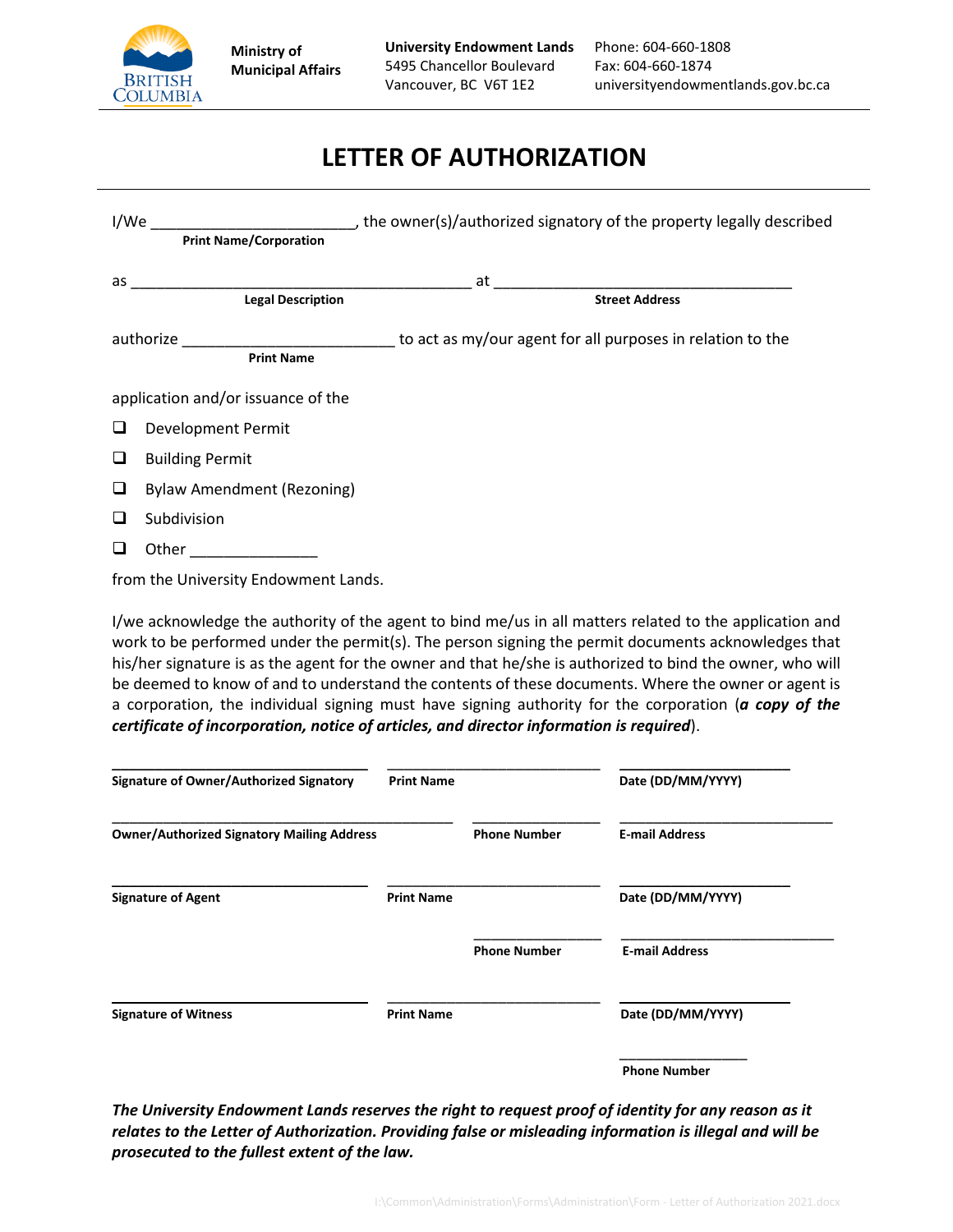Ministry of Municipal Affairs

**University Endowment Lands**
5495 Chancellor Boulevard
Vancouver, BC V6T 1E2

Phone: 604-660-1808
Fax: 604-660-1874
universityendowmentlands.gov.bc.ca

# LETTER OF AUTHORIZATION

I/We _______________________, the owner(s)/authorized signatory of the property legally described
**Print Name/Corporation**

as ________________________________________ at ___________________________________
**Legal Description** **Street Address**

authorize _________________________ to act as my/our agent for all purposes in relation to the
**Print Name**

application and/or issuance of the

- ❑ Development Permit
- ❑ Building Permit
- ❑ Bylaw Amendment (Rezoning)
- ❑ Subdivision
- ❑ Other _______________

from the University Endowment Lands.

I/we acknowledge the authority of the agent to bind me/us in all matters related to the application and work to be performed under the permit(s). The person signing the permit documents acknowledges that his/her signature is as the agent for the owner and that he/she is authorized to bind the owner, who will be deemed to know of and to understand the contents of these documents. Where the owner or agent is a corporation, the individual signing must have signing authority for the corporation (***a copy of the certificate of incorporation, notice of articles, and director information is required***).

| | | |
|---|---|---|
| ______________________________ | ______________________________ | ______________________ |
| **Signature of Owner/Authorized Signatory** | **Print Name** | **Date (DD/MM/YYYY)** |
| ______________________________ | ______________________________ | ______________________ |
| **Owner/Authorized Signatory Mailing Address** | **Phone Number** | **E-mail Address** |
| ______________________________ | ______________________________ | ______________________ |
| **Signature of Agent** | **Print Name** | **Date (DD/MM/YYYY)** |
| | ______________________________ | ______________________ |
| | **Phone Number** | **E-mail Address** |
| ______________________________ | ______________________________ | ______________________ |
| **Signature of Witness** | **Print Name** | **Date (DD/MM/YYYY)** |
| | | ______________________ |
| | | **Phone Number** |

***The University Endowment Lands reserves the right to request proof of identity for any reason as it relates to the Letter of Authorization. Providing false or misleading information is illegal and will be prosecuted to the fullest extent of the law.***

I:\Common\Administration\Forms\Administration\Form - Letter of Authorization 2021.docx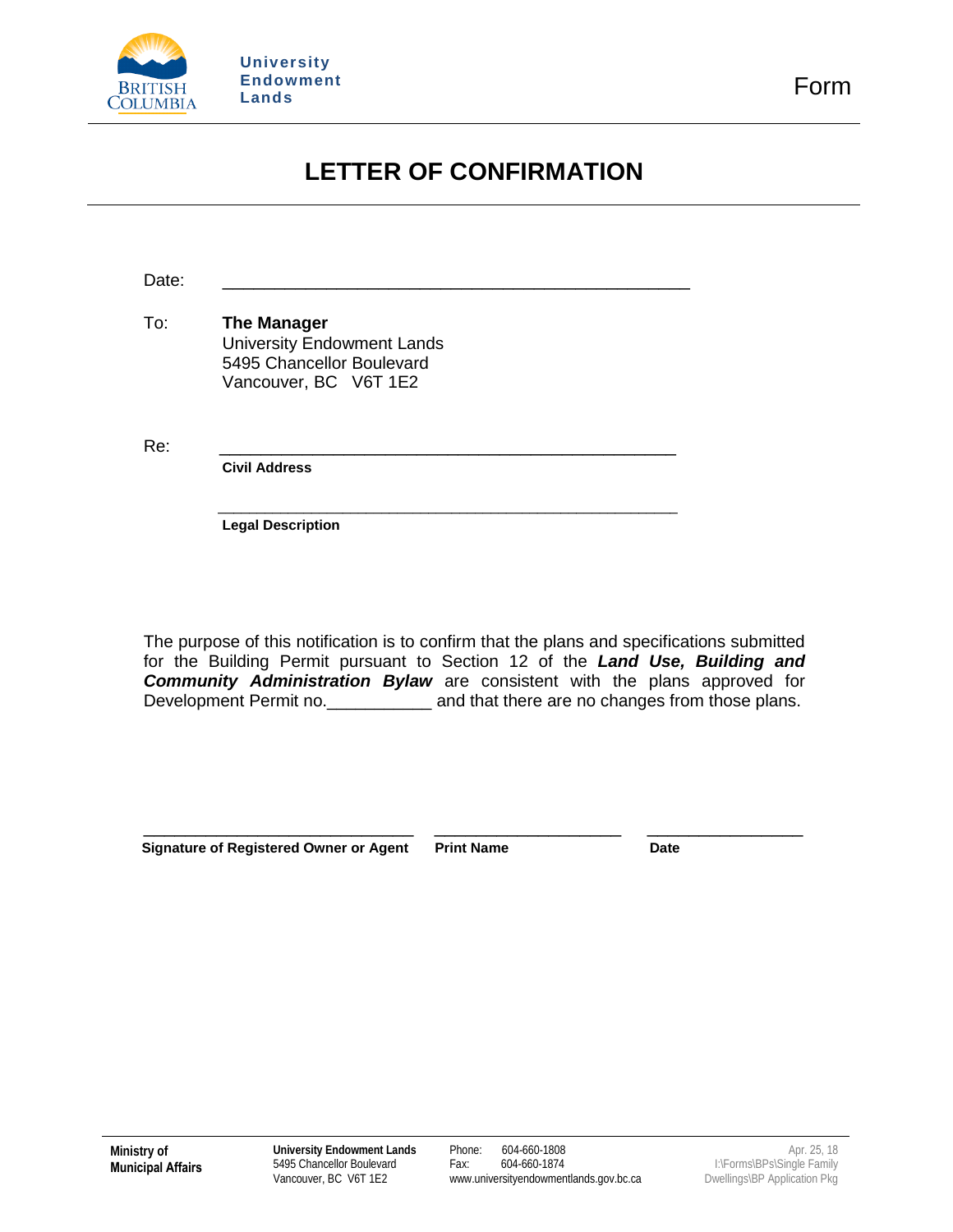University Endowment Lands

Form

# LETTER OF CONFIRMATION

Date: ______________________________________________

To: **The Manager**
University Endowment Lands
5495 Chancellor Boulevard
Vancouver, BC V6T 1E2

Re: ______________________________________________
**Civil Address**

______________________________________________
**Legal Description**

The purpose of this notification is to confirm that the plans and specifications submitted for the Building Permit pursuant to Section 12 of the ***Land Use, Building and Community Administration Bylaw*** are consistent with the plans approved for Development Permit no.___________ and that there are no changes from those plans.

| ______________________________ | ______________________ | __________________ |
|---|---|---|
| **Signature of Registered Owner or Agent** | **Print Name** | **Date** |

**Ministry of Municipal Affairs**

**University Endowment Lands**
5495 Chancellor Boulevard
Vancouver, BC V6T 1E2

Phone: 604-660-1808
Fax: 604-660-1874
www.universityendowmentlands.gov.bc.ca

Apr. 25, 18
I:\Forms\BPs\Single Family Dwellings\BP Application Pkg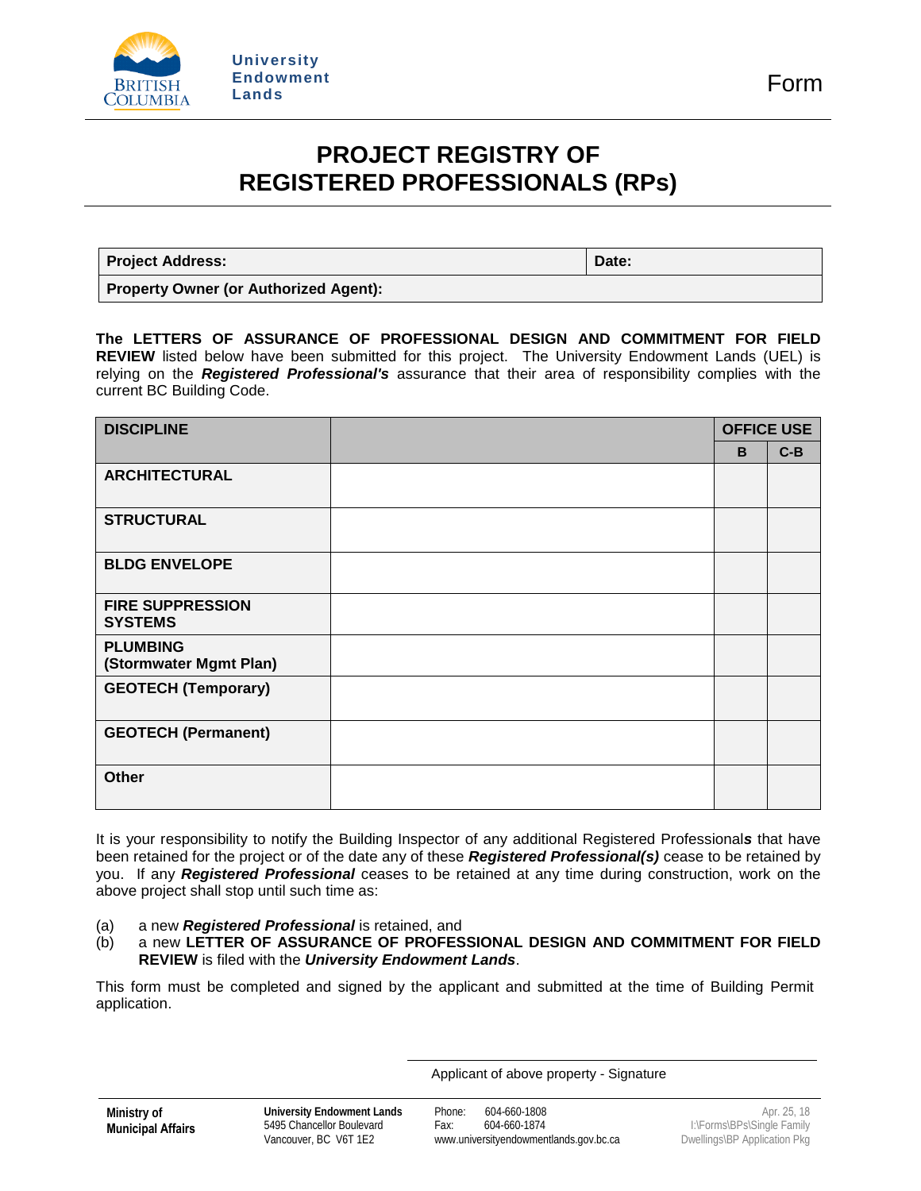University Endowment Lands

Form

# PROJECT REGISTRY OF REGISTERED PROFESSIONALS (RPs)

| **Project Address:** | **Date:** |
|---|---|
| **Property Owner (or Authorized Agent):** | |

**The LETTERS OF ASSURANCE OF PROFESSIONAL DESIGN AND COMMITMENT FOR FIELD REVIEW** listed below have been submitted for this project. The University Endowment Lands (UEL) is relying on the ***Registered Professional's*** assurance that their area of responsibility complies with the current BC Building Code.

| **DISCIPLINE** | | **OFFICE USE** | |
|---|---|---|---|
| | | **B** | **C-B** |
| **ARCHITECTURAL** | | | |
| **STRUCTURAL** | | | |
| **BLDG ENVELOPE** | | | |
| **FIRE SUPPRESSION SYSTEMS** | | | |
| **PLUMBING (Stormwater Mgmt Plan)** | | | |
| **GEOTECH (Temporary)** | | | |
| **GEOTECH (Permanent)** | | | |
| **Other** | | | |

It is your responsibility to notify the Building Inspector of any additional Registered Professional***s*** that have been retained for the project or of the date any of these ***Registered Professional(s)*** cease to be retained by you. If any ***Registered Professional*** ceases to be retained at any time during construction, work on the above project shall stop until such time as:

(a) a new ***Registered Professional*** is retained, and

(b) a new **LETTER OF ASSURANCE OF PROFESSIONAL DESIGN AND COMMITMENT FOR FIELD REVIEW** is filed with the ***University Endowment Lands***.

This form must be completed and signed by the applicant and submitted at the time of Building Permit application.

_______________________________________

Applicant of above property - Signature

**Ministry of Municipal Affairs**

**University Endowment Lands**
5495 Chancellor Boulevard
Vancouver, BC V6T 1E2

Phone: 604-660-1808
Fax: 604-660-1874
www.universityendowmentlands.gov.bc.ca

Apr. 25, 18
I:\Forms\BPs\Single Family Dwellings\BP Application Pkg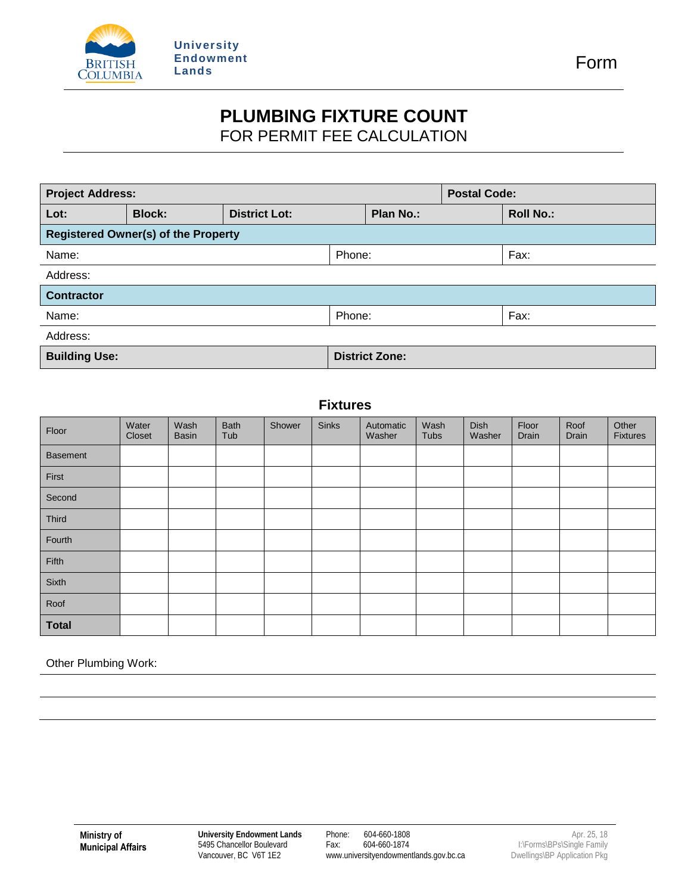British Columbia — University Endowment Lands

Form

# PLUMBING FIXTURE COUNT
## FOR PERMIT FEE CALCULATION

| **Project Address:** | | | | **Postal Code:** |
|---|---|---|---|---|
| **Lot:** | **Block:** | **District Lot:** | **Plan No.:** | **Roll No.:** |
| **Registered Owner(s) of the Property** | | | | |
| Name: | | | Phone: | Fax: |
| Address: | | | | |
| **Contractor** | | | | |
| Name: | | | Phone: | Fax: |
| Address: | | | | |
| **Building Use:** | | | **District Zone:** | |

### Fixtures

| Floor | Water Closet | Wash Basin | Bath Tub | Shower | Sinks | Automatic Washer | Wash Tubs | Dish Washer | Floor Drain | Roof Drain | Other Fixtures |
|---|---|---|---|---|---|---|---|---|---|---|---|
| Basement | | | | | | | | | | | |
| First | | | | | | | | | | | |
| Second | | | | | | | | | | | |
| Third | | | | | | | | | | | |
| Fourth | | | | | | | | | | | |
| Fifth | | | | | | | | | | | |
| Sixth | | | | | | | | | | | |
| Roof | | | | | | | | | | | |
| **Total** | | | | | | | | | | | |

Other Plumbing Work:

______________________________________________

______________________________________________

**Ministry of Municipal Affairs**

**University Endowment Lands**
5495 Chancellor Boulevard
Vancouver, BC V6T 1E2

Phone: 604-660-1808
Fax: 604-660-1874
www.universityendowmentlands.gov.bc.ca

Apr. 25, 18
I:\Forms\BPs\Single Family Dwellings\BP Application Pkg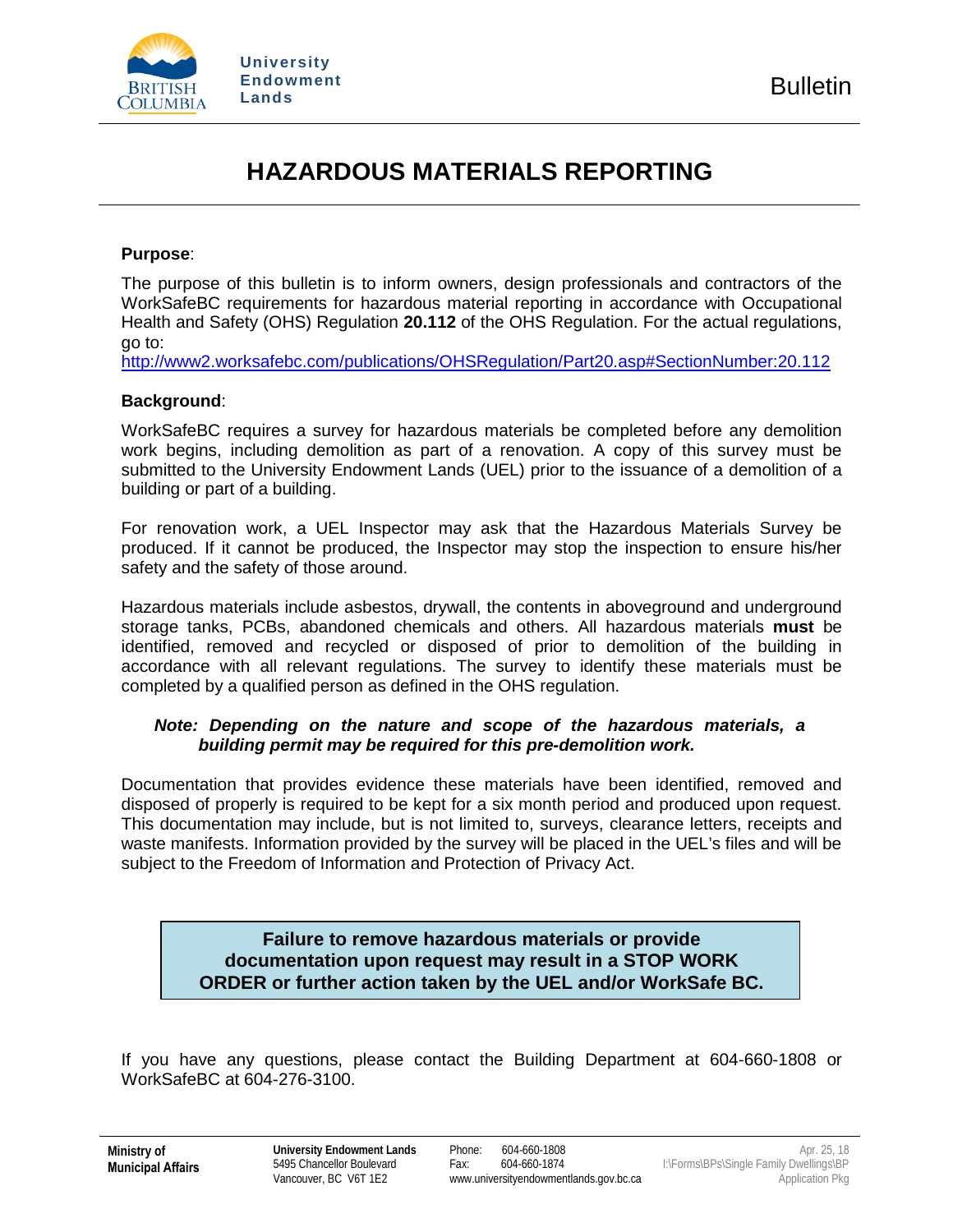University Endowment Lands

Bulletin

# HAZARDOUS MATERIALS REPORTING

**Purpose**:

The purpose of this bulletin is to inform owners, design professionals and contractors of the WorkSafeBC requirements for hazardous material reporting in accordance with Occupational Health and Safety (OHS) Regulation **20.112** of the OHS Regulation. For the actual regulations, go to:
http://www2.worksafebc.com/publications/OHSRegulation/Part20.asp#SectionNumber:20.112

**Background**:

WorkSafeBC requires a survey for hazardous materials be completed before any demolition work begins, including demolition as part of a renovation. A copy of this survey must be submitted to the University Endowment Lands (UEL) prior to the issuance of a demolition of a building or part of a building.

For renovation work, a UEL Inspector may ask that the Hazardous Materials Survey be produced. If it cannot be produced, the Inspector may stop the inspection to ensure his/her safety and the safety of those around.

Hazardous materials include asbestos, drywall, the contents in aboveground and underground storage tanks, PCBs, abandoned chemicals and others. All hazardous materials **must** be identified, removed and recycled or disposed of prior to demolition of the building in accordance with all relevant regulations. The survey to identify these materials must be completed by a qualified person as defined in the OHS regulation.

***Note: Depending on the nature and scope of the hazardous materials, a building permit may be required for this pre-demolition work.***

Documentation that provides evidence these materials have been identified, removed and disposed of properly is required to be kept for a six month period and produced upon request. This documentation may include, but is not limited to, surveys, clearance letters, receipts and waste manifests. Information provided by the survey will be placed in the UEL's files and will be subject to the Freedom of Information and Protection of Privacy Act.

**Failure to remove hazardous materials or provide documentation upon request may result in a STOP WORK ORDER or further action taken by the UEL and/or WorkSafe BC.**

If you have any questions, please contact the Building Department at 604-660-1808 or WorkSafeBC at 604-276-3100.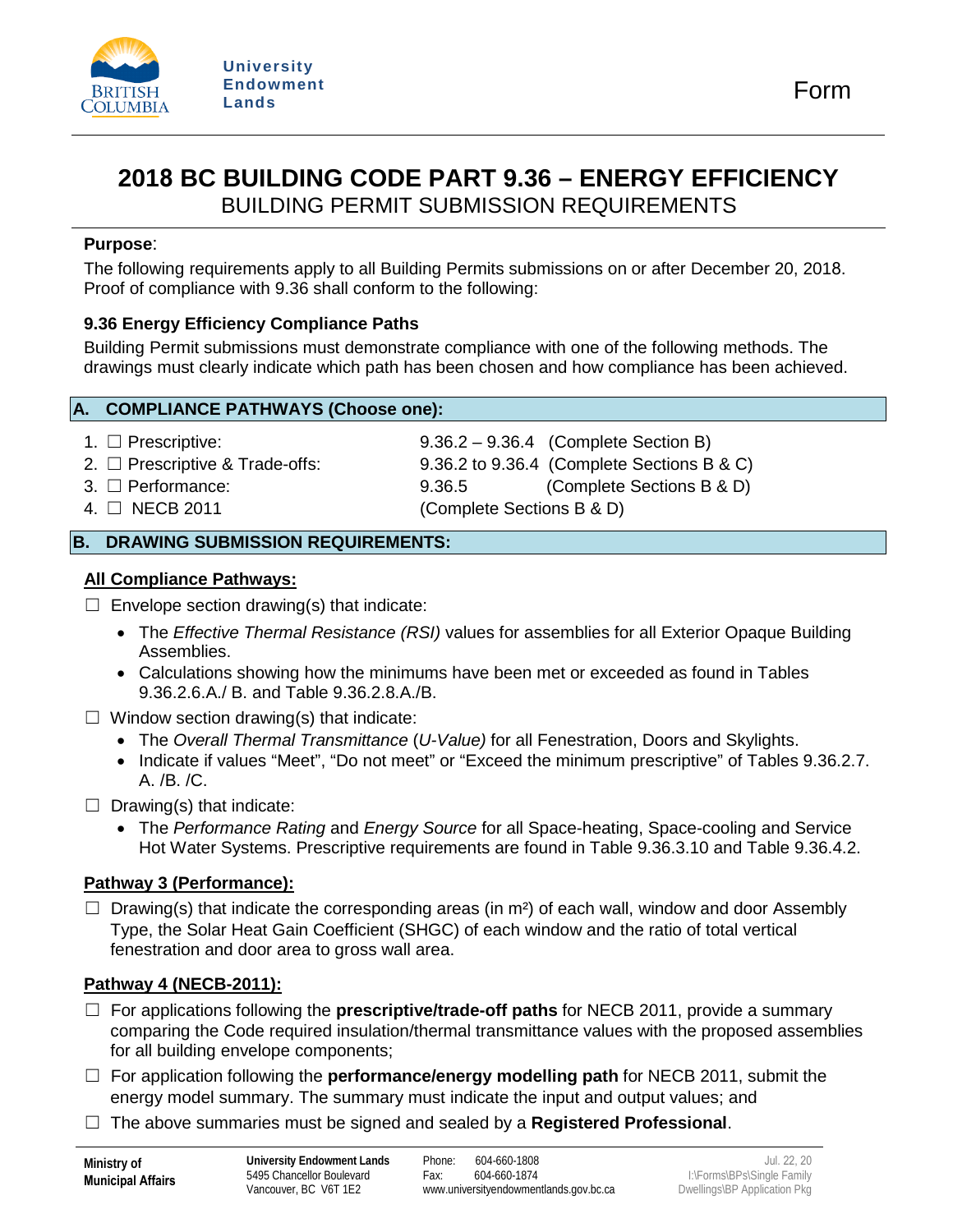University Endowment Lands

Form

# 2018 BC BUILDING CODE PART 9.36 – ENERGY EFFICIENCY

## BUILDING PERMIT SUBMISSION REQUIREMENTS

**Purpose**:

The following requirements apply to all Building Permits submissions on or after December 20, 2018. Proof of compliance with 9.36 shall conform to the following:

**9.36 Energy Efficiency Compliance Paths**

Building Permit submissions must demonstrate compliance with one of the following methods. The drawings must clearly indicate which path has been chosen and how compliance has been achieved.

### A. COMPLIANCE PATHWAYS (Choose one):

1. ☐ Prescriptive: 9.36.2 – 9.36.4 (Complete Section B)
2. ☐ Prescriptive & Trade-offs: 9.36.2 to 9.36.4 (Complete Sections B & C)
3. ☐ Performance: 9.36.5 (Complete Sections B & D)
4. ☐ NECB 2011 (Complete Sections B & D)

### B. DRAWING SUBMISSION REQUIREMENTS:

**<u>All Compliance Pathways:</u>**

☐ Envelope section drawing(s) that indicate:

- The *Effective Thermal Resistance (RSI)* values for assemblies for all Exterior Opaque Building Assemblies.
- Calculations showing how the minimums have been met or exceeded as found in Tables 9.36.2.6.A./ B. and Table 9.36.2.8.A./B.

☐ Window section drawing(s) that indicate:

- The *Overall Thermal Transmittance* (*U-Value)* for all Fenestration, Doors and Skylights.
- Indicate if values "Meet", "Do not meet" or "Exceed the minimum prescriptive" of Tables 9.36.2.7. A. /B. /C.

☐ Drawing(s) that indicate:

- The *Performance Rating* and *Energy Source* for all Space-heating, Space-cooling and Service Hot Water Systems. Prescriptive requirements are found in Table 9.36.3.10 and Table 9.36.4.2.

**<u>Pathway 3 (Performance):</u>**

☐ Drawing(s) that indicate the corresponding areas (in m²) of each wall, window and door Assembly Type, the Solar Heat Gain Coefficient (SHGC) of each window and the ratio of total vertical fenestration and door area to gross wall area.

**<u>Pathway 4 (NECB-2011):</u>**

☐ For applications following the **prescriptive/trade-off paths** for NECB 2011, provide a summary comparing the Code required insulation/thermal transmittance values with the proposed assemblies for all building envelope components;

☐ For application following the **performance/energy modelling path** for NECB 2011, submit the energy model summary. The summary must indicate the input and output values; and

☐ The above summaries must be signed and sealed by a **Registered Professional**.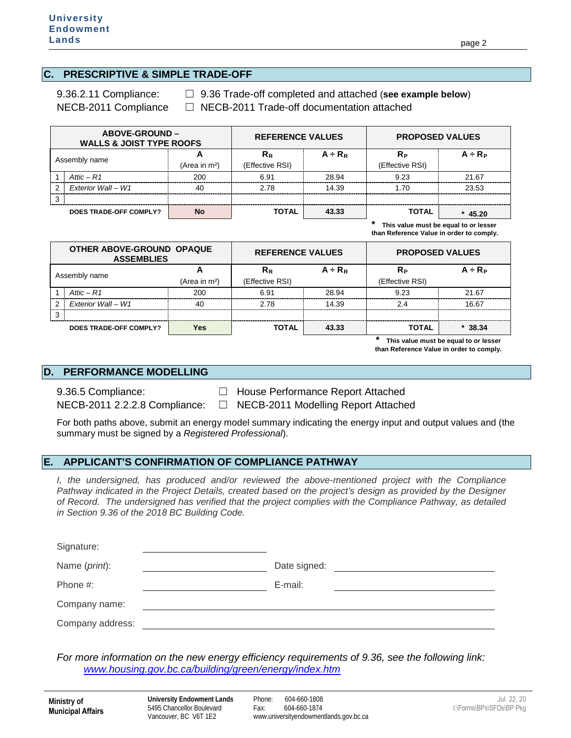## C. PRESCRIPTIVE & SIMPLE TRADE-OFF

9.36.2.11 Compliance: ☐ 9.36 Trade-off completed and attached (**see example below**)

NECB-2011 Compliance ☐ NECB-2011 Trade-off documentation attached

| ABOVE-GROUND – WALLS & JOIST TYPE ROOFS | | | REFERENCE VALUES | | PROPOSED VALUES | |
|---|---|---|---|---|---|---|
| Assembly name | | A (Area in m²) | $R_R$ (Effective RSI) | $A \div R_R$ | $R_P$ (Effective RSI) | $A \div R_P$ |
| 1 | *Attic – R1* | 200 | 6.91 | 28.94 | 9.23 | 21.67 |
| 2 | *Exterior Wall – W1* | 40 | 2.78 | 14.39 | 1.70 | 23.53 |
| 3 | | | | | | |
| **DOES TRADE-OFF COMPLY?** | | **No** | **TOTAL** | **43.33** | **TOTAL** | *** 45.20** |

**\* This value must be equal to or lesser than Reference Value in order to comply.**

| OTHER ABOVE-GROUND OPAQUE ASSEMBLIES | | | REFERENCE VALUES | | PROPOSED VALUES | |
|---|---|---|---|---|---|---|
| Assembly name | | A (Area in m²) | $R_R$ (Effective RSI) | $A \div R_R$ | $R_P$ (Effective RSI) | $A \div R_P$ |
| 1 | *Attic – R1* | 200 | 6.91 | 28.94 | 9.23 | 21.67 |
| 2 | *Exterior Wall – W1* | 40 | 2.78 | 14.39 | 2.4 | 16.67 |
| 3 | | | | | | |
| **DOES TRADE-OFF COMPLY?** | | **Yes** | **TOTAL** | **43.33** | **TOTAL** | *** 38.34** |

**\* This value must be equal to or lesser than Reference Value in order to comply.**

## D. PERFORMANCE MODELLING

9.36.5 Compliance: ☐ House Performance Report Attached

NECB-2011 2.2.2.8 Compliance: ☐ NECB-2011 Modelling Report Attached

For both paths above, submit an energy model summary indicating the energy input and output values and (the summary must be signed by a *Registered Professional*).

## E. APPLICANT'S CONFIRMATION OF COMPLIANCE PATHWAY

*I, the undersigned, has produced and/or reviewed the above-mentioned project with the Compliance Pathway indicated in the Project Details, created based on the project's design as provided by the Designer of Record. The undersigned has verified that the project complies with the Compliance Pathway, as detailed in Section 9.36 of the 2018 BC Building Code.*

Signature: ____________________

Name (*print*): ____________________ Date signed: ____________________

Phone #: ____________________ E-mail: ____________________

Company name: ____________________

Company address: ____________________

*For more information on the new energy efficiency requirements of 9.36, see the following link:* *[www.housing.gov.bc.ca/building/green/energy/index.htm](www.housing.gov.bc.ca/building/green/energy/index.htm)*

**Ministry of Municipal Affairs**

**University Endowment Lands**
5495 Chancellor Boulevard
Vancouver, BC V6T 1E2

Phone: 604-660-1808
Fax: 604-660-1874
www.universityendowmentlands.gov.bc.ca

Jul. 22, 20
I:\Forms\BPs\SFDs\BP Pkg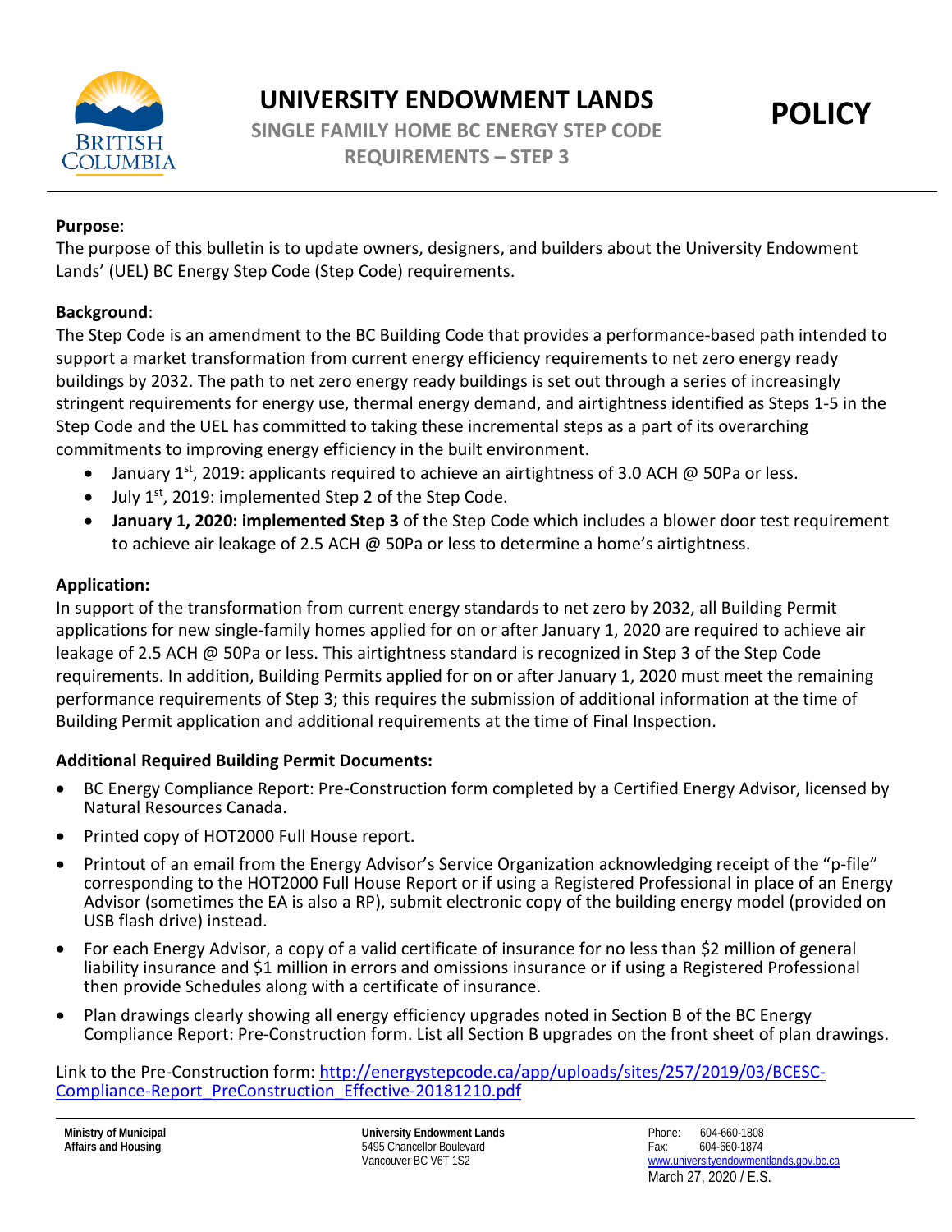# UNIVERSITY ENDOWMENT LANDS

## SINGLE FAMILY HOME BC ENERGY STEP CODE REQUIREMENTS – STEP 3

**POLICY**

**Purpose**:

The purpose of this bulletin is to update owners, designers, and builders about the University Endowment Lands' (UEL) BC Energy Step Code (Step Code) requirements.

**Background**:

The Step Code is an amendment to the BC Building Code that provides a performance-based path intended to support a market transformation from current energy efficiency requirements to net zero energy ready buildings by 2032. The path to net zero energy ready buildings is set out through a series of increasingly stringent requirements for energy use, thermal energy demand, and airtightness identified as Steps 1-5 in the Step Code and the UEL has committed to taking these incremental steps as a part of its overarching commitments to improving energy efficiency in the built environment.

- January 1st, 2019: applicants required to achieve an airtightness of 3.0 ACH @ 50Pa or less.
- July 1st, 2019: implemented Step 2 of the Step Code.
- **January 1, 2020: implemented Step 3** of the Step Code which includes a blower door test requirement to achieve air leakage of 2.5 ACH @ 50Pa or less to determine a home's airtightness.

**Application:**

In support of the transformation from current energy standards to net zero by 2032, all Building Permit applications for new single-family homes applied for on or after January 1, 2020 are required to achieve air leakage of 2.5 ACH @ 50Pa or less. This airtightness standard is recognized in Step 3 of the Step Code requirements. In addition, Building Permits applied for on or after January 1, 2020 must meet the remaining performance requirements of Step 3; this requires the submission of additional information at the time of Building Permit application and additional requirements at the time of Final Inspection.

**Additional Required Building Permit Documents:**

- BC Energy Compliance Report: Pre-Construction form completed by a Certified Energy Advisor, licensed by Natural Resources Canada.
- Printed copy of HOT2000 Full House report.
- Printout of an email from the Energy Advisor's Service Organization acknowledging receipt of the "p-file" corresponding to the HOT2000 Full House Report or if using a Registered Professional in place of an Energy Advisor (sometimes the EA is also a RP), submit electronic copy of the building energy model (provided on USB flash drive) instead.
- For each Energy Advisor, a copy of a valid certificate of insurance for no less than $2 million of general liability insurance and $1 million in errors and omissions insurance or if using a Registered Professional then provide Schedules along with a certificate of insurance.
- Plan drawings clearly showing all energy efficiency upgrades noted in Section B of the BC Energy Compliance Report: Pre-Construction form. List all Section B upgrades on the front sheet of plan drawings.

Link to the Pre-Construction form: http://energystepcode.ca/app/uploads/sites/257/2019/03/BCESC-Compliance-Report_PreConstruction_Effective-20181210.pdf

**Ministry of Municipal Affairs and Housing**

**University Endowment Lands**
5495 Chancellor Boulevard
Vancouver BC V6T 1S2

Phone: 604-660-1808
Fax: 604-660-1874
www.universityendowmentlands.gov.bc.ca

March 27, 2020 / E.S.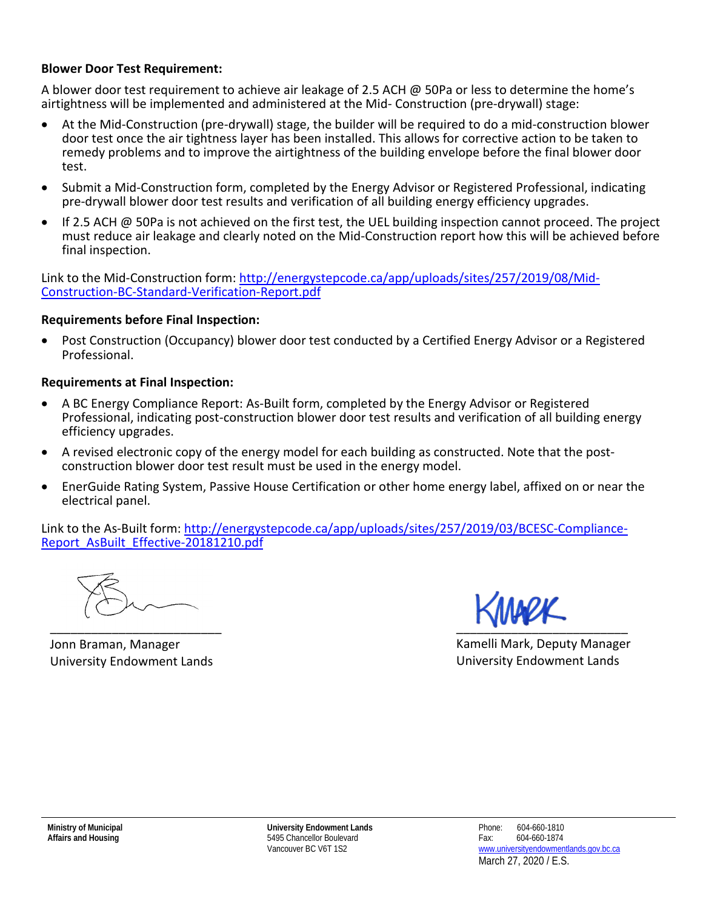**Blower Door Test Requirement:**

A blower door test requirement to achieve air leakage of 2.5 ACH @ 50Pa or less to determine the home's airtightness will be implemented and administered at the Mid- Construction (pre-drywall) stage:

- At the Mid-Construction (pre-drywall) stage, the builder will be required to do a mid-construction blower door test once the air tightness layer has been installed. This allows for corrective action to be taken to remedy problems and to improve the airtightness of the building envelope before the final blower door test.
- Submit a Mid-Construction form, completed by the Energy Advisor or Registered Professional, indicating pre-drywall blower door test results and verification of all building energy efficiency upgrades.
- If 2.5 ACH @ 50Pa is not achieved on the first test, the UEL building inspection cannot proceed. The project must reduce air leakage and clearly noted on the Mid-Construction report how this will be achieved before final inspection.

Link to the Mid-Construction form: http://energystepcode.ca/app/uploads/sites/257/2019/08/Mid-Construction-BC-Standard-Verification-Report.pdf

**Requirements before Final Inspection:**

- Post Construction (Occupancy) blower door test conducted by a Certified Energy Advisor or a Registered Professional.

**Requirements at Final Inspection:**

- A BC Energy Compliance Report: As-Built form, completed by the Energy Advisor or Registered Professional, indicating post-construction blower door test results and verification of all building energy efficiency upgrades.
- A revised electronic copy of the energy model for each building as constructed. Note that the post-construction blower door test result must be used in the energy model.
- EnerGuide Rating System, Passive House Certification or other home energy label, affixed on or near the electrical panel.

Link to the As-Built form: http://energystepcode.ca/app/uploads/sites/257/2019/03/BCESC-Compliance-Report_AsBuilt_Effective-20181210.pdf

\_\_\_\_\_\_\_\_\_\_\_\_\_\_\_\_\_\_\_\_\_\_\_\_\_

Jonn Braman, Manager
University Endowment Lands

\_\_\_\_\_\_\_\_\_\_\_\_\_\_\_\_\_\_\_\_\_\_\_\_\_

Kamelli Mark, Deputy Manager
University Endowment Lands

**Ministry of Municipal Affairs and Housing**

**University Endowment Lands**
5495 Chancellor Boulevard
Vancouver BC V6T 1S2

Phone: 604-660-1810
Fax: 604-660-1874
www.universityendowmentlands.gov.bc.ca
March 27, 2020 / E.S.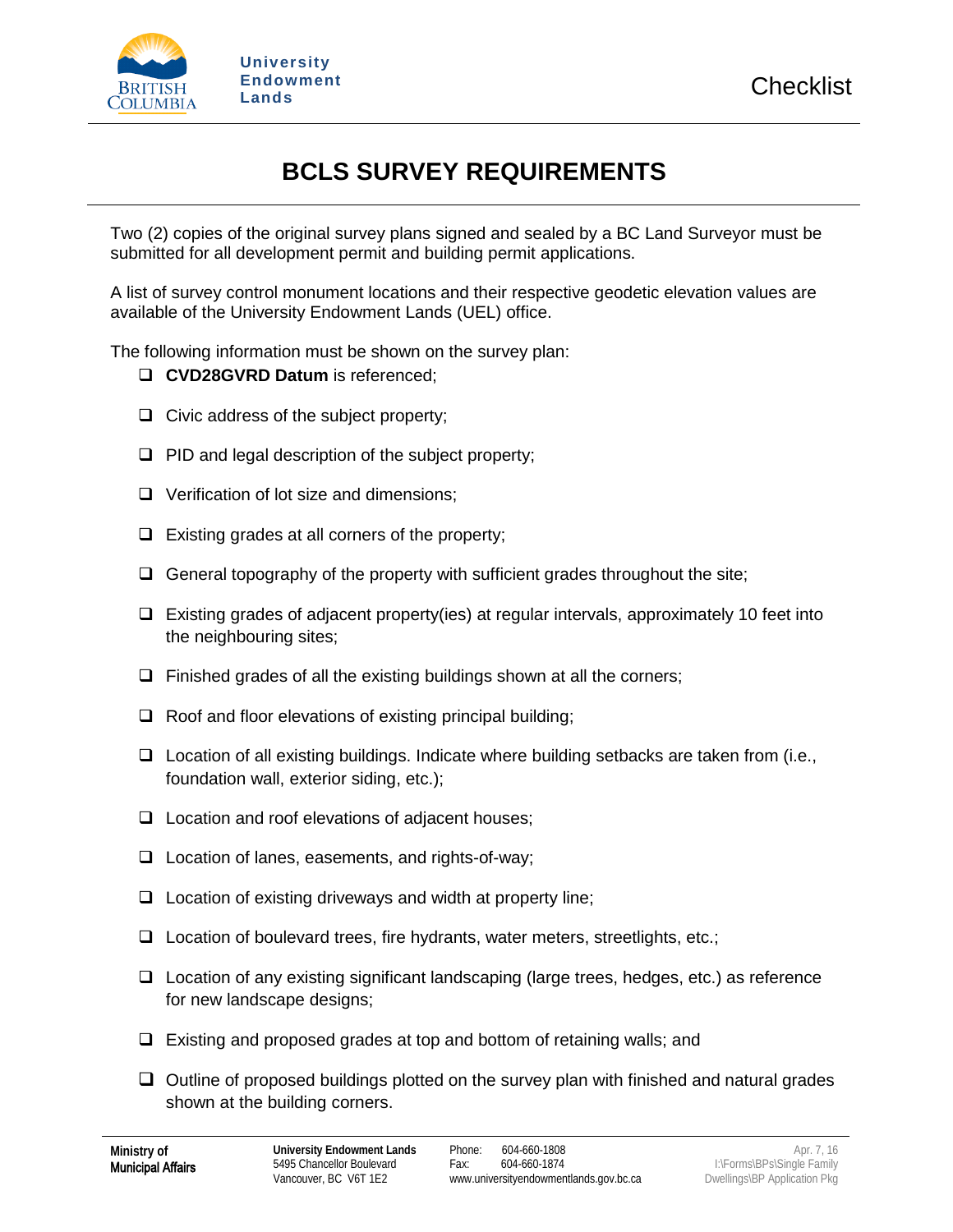# BCLS SURVEY REQUIREMENTS

Two (2) copies of the original survey plans signed and sealed by a BC Land Surveyor must be submitted for all development permit and building permit applications.

A list of survey control monument locations and their respective geodetic elevation values are available of the University Endowment Lands (UEL) office.

The following information must be shown on the survey plan:

- ❑ **CVD28GVRD Datum** is referenced;
- ❑ Civic address of the subject property;
- ❑ PID and legal description of the subject property;
- ❑ Verification of lot size and dimensions;
- ❑ Existing grades at all corners of the property;
- ❑ General topography of the property with sufficient grades throughout the site;
- ❑ Existing grades of adjacent property(ies) at regular intervals, approximately 10 feet into the neighbouring sites;
- ❑ Finished grades of all the existing buildings shown at all the corners;
- ❑ Roof and floor elevations of existing principal building;
- ❑ Location of all existing buildings. Indicate where building setbacks are taken from (i.e., foundation wall, exterior siding, etc.);
- ❑ Location and roof elevations of adjacent houses;
- ❑ Location of lanes, easements, and rights-of-way;
- ❑ Location of existing driveways and width at property line;
- ❑ Location of boulevard trees, fire hydrants, water meters, streetlights, etc.;
- ❑ Location of any existing significant landscaping (large trees, hedges, etc.) as reference for new landscape designs;
- ❑ Existing and proposed grades at top and bottom of retaining walls; and
- ❑ Outline of proposed buildings plotted on the survey plan with finished and natural grades shown at the building corners.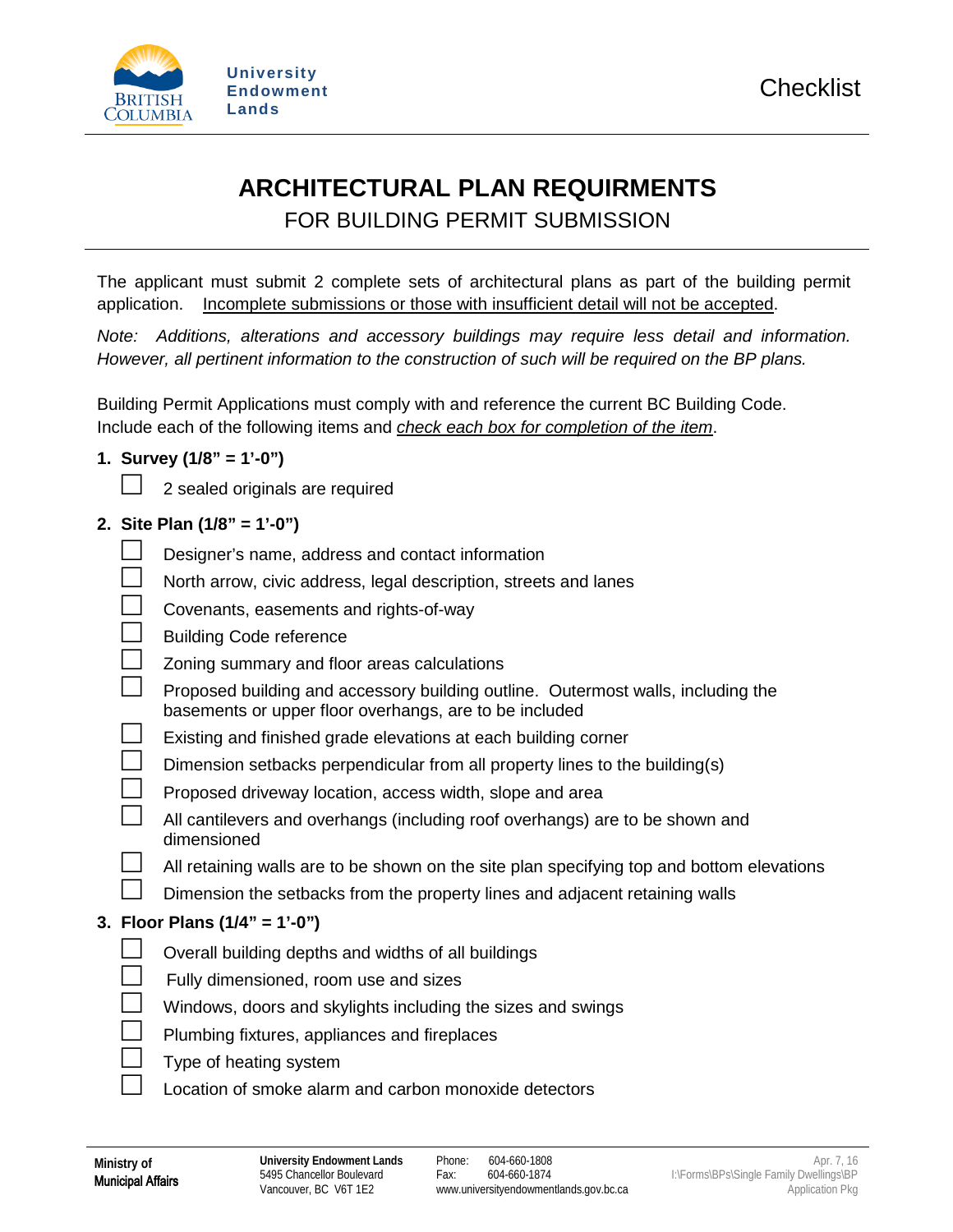University Endowment Lands

Checklist

# ARCHITECTURAL PLAN REQUIRMENTS

## FOR BUILDING PERMIT SUBMISSION

The applicant must submit 2 complete sets of architectural plans as part of the building permit application. <u>Incomplete submissions or those with insufficient detail will not be accepted</u>.

*Note: Additions, alterations and accessory buildings may require less detail and information. However, all pertinent information to the construction of such will be required on the BP plans.*

Building Permit Applications must comply with and reference the current BC Building Code.
Include each of the following items and *<u>check each box for completion of the item</u>*.

**1. Survey (1/8" = 1'-0")**

- ☐ 2 sealed originals are required

**2. Site Plan (1/8" = 1'-0")**

- ☐ Designer's name, address and contact information
- ☐ North arrow, civic address, legal description, streets and lanes
- ☐ Covenants, easements and rights-of-way
- ☐ Building Code reference
- ☐ Zoning summary and floor areas calculations
- ☐ Proposed building and accessory building outline. Outermost walls, including the basements or upper floor overhangs, are to be included
- ☐ Existing and finished grade elevations at each building corner
- ☐ Dimension setbacks perpendicular from all property lines to the building(s)
- ☐ Proposed driveway location, access width, slope and area
- ☐ All cantilevers and overhangs (including roof overhangs) are to be shown and dimensioned
- ☐ All retaining walls are to be shown on the site plan specifying top and bottom elevations
- ☐ Dimension the setbacks from the property lines and adjacent retaining walls

**3. Floor Plans (1/4" = 1'-0")**

- ☐ Overall building depths and widths of all buildings
- ☐ Fully dimensioned, room use and sizes
- ☐ Windows, doors and skylights including the sizes and swings
- ☐ Plumbing fixtures, appliances and fireplaces
- ☐ Type of heating system
- ☐ Location of smoke alarm and carbon monoxide detectors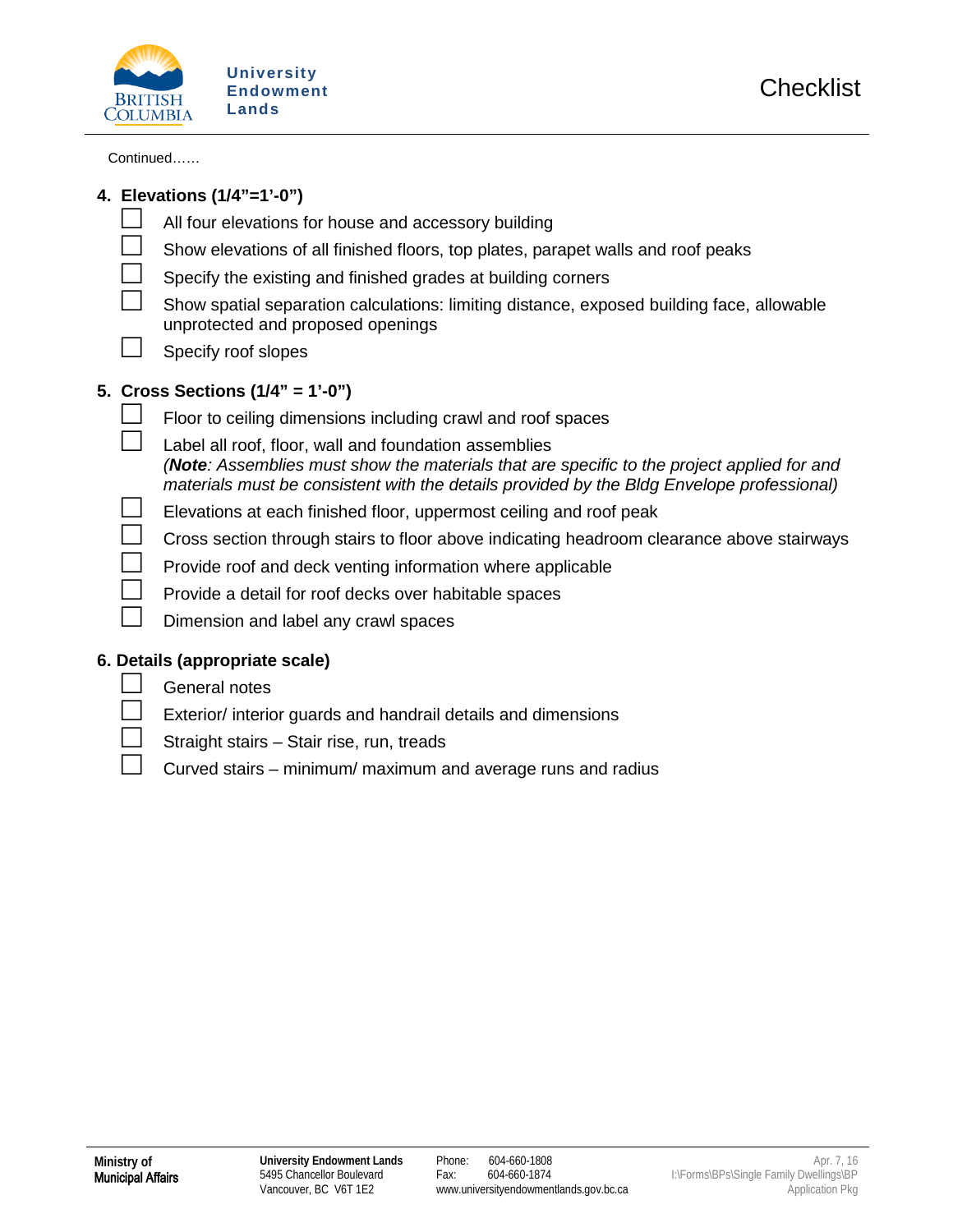Continued……

## 4. Elevations (1/4"=1'-0")

- ☐ All four elevations for house and accessory building
- ☐ Show elevations of all finished floors, top plates, parapet walls and roof peaks
- ☐ Specify the existing and finished grades at building corners
- ☐ Show spatial separation calculations: limiting distance, exposed building face, allowable unprotected and proposed openings
- ☐ Specify roof slopes

## 5. Cross Sections (1/4" = 1'-0")

- ☐ Floor to ceiling dimensions including crawl and roof spaces
- ☐ Label all roof, floor, wall and foundation assemblies
  *(**Note**: Assemblies must show the materials that are specific to the project applied for and materials must be consistent with the details provided by the Bldg Envelope professional)*
- ☐ Elevations at each finished floor, uppermost ceiling and roof peak
- ☐ Cross section through stairs to floor above indicating headroom clearance above stairways
- ☐ Provide roof and deck venting information where applicable
- ☐ Provide a detail for roof decks over habitable spaces
- ☐ Dimension and label any crawl spaces

## 6. Details (appropriate scale)

- ☐ General notes
- ☐ Exterior/ interior guards and handrail details and dimensions
- ☐ Straight stairs – Stair rise, run, treads
- ☐ Curved stairs – minimum/ maximum and average runs and radius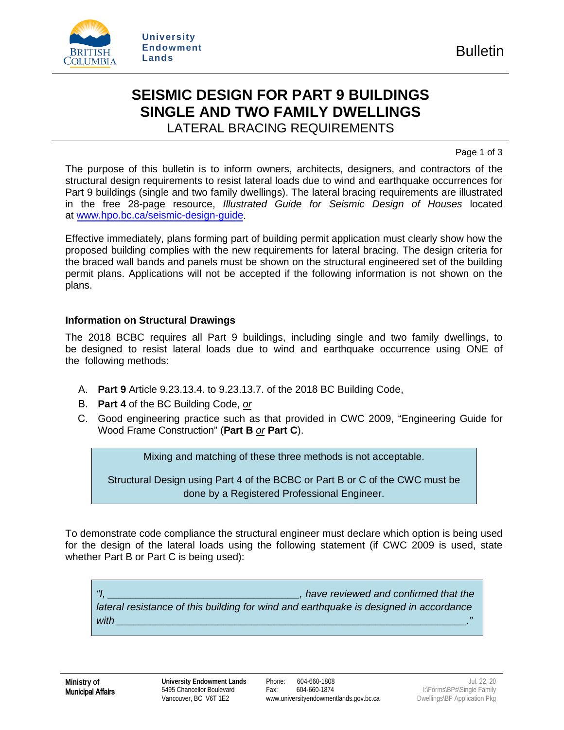University Endowment Lands

Bulletin

# SEISMIC DESIGN FOR PART 9 BUILDINGS SINGLE AND TWO FAMILY DWELLINGS

## LATERAL BRACING REQUIREMENTS

The purpose of this bulletin is to inform owners, architects, designers, and contractors of the structural design requirements to resist lateral loads due to wind and earthquake occurrences for Part 9 buildings (single and two family dwellings). The lateral bracing requirements are illustrated in the free 28-page resource, *Illustrated Guide for Seismic Design of Houses* located at www.hpo.bc.ca/seismic-design-guide.

Effective immediately, plans forming part of building permit application must clearly show how the proposed building complies with the new requirements for lateral bracing. The design criteria for the braced wall bands and panels must be shown on the structural engineered set of the building permit plans. Applications will not be accepted if the following information is not shown on the plans.

### Information on Structural Drawings

The 2018 BCBC requires all Part 9 buildings, including single and two family dwellings, to be designed to resist lateral loads due to wind and earthquake occurrence using ONE of the following methods:

A. **Part 9** Article 9.23.13.4. to 9.23.13.7. of the 2018 BC Building Code,
B. **Part 4** of the BC Building Code, ***or***
C. Good engineering practice such as that provided in CWC 2009, "Engineering Guide for Wood Frame Construction" (**Part B** ***or*** **Part C**).

> Mixing and matching of these three methods is not acceptable.
>
> Structural Design using Part 4 of the BCBC or Part B or C of the CWC must be done by a Registered Professional Engineer.

To demonstrate code compliance the structural engineer must declare which option is being used for the design of the lateral loads using the following statement (if CWC 2009 is used, state whether Part B or Part C is being used):

> *"I, _________________________________, have reviewed and confirmed that the lateral resistance of this building for wind and earthquake is designed in accordance with _____________________________________________________________."*

**Ministry of Municipal Affairs**

**University Endowment Lands**
5495 Chancellor Boulevard
Vancouver, BC V6T 1E2

Phone: 604-660-1808
Fax: 604-660-1874
www.universityendowmentlands.gov.bc.ca

Jul. 22, 20
I:\Forms\BPs\Single Family Dwellings\BP Application Pkg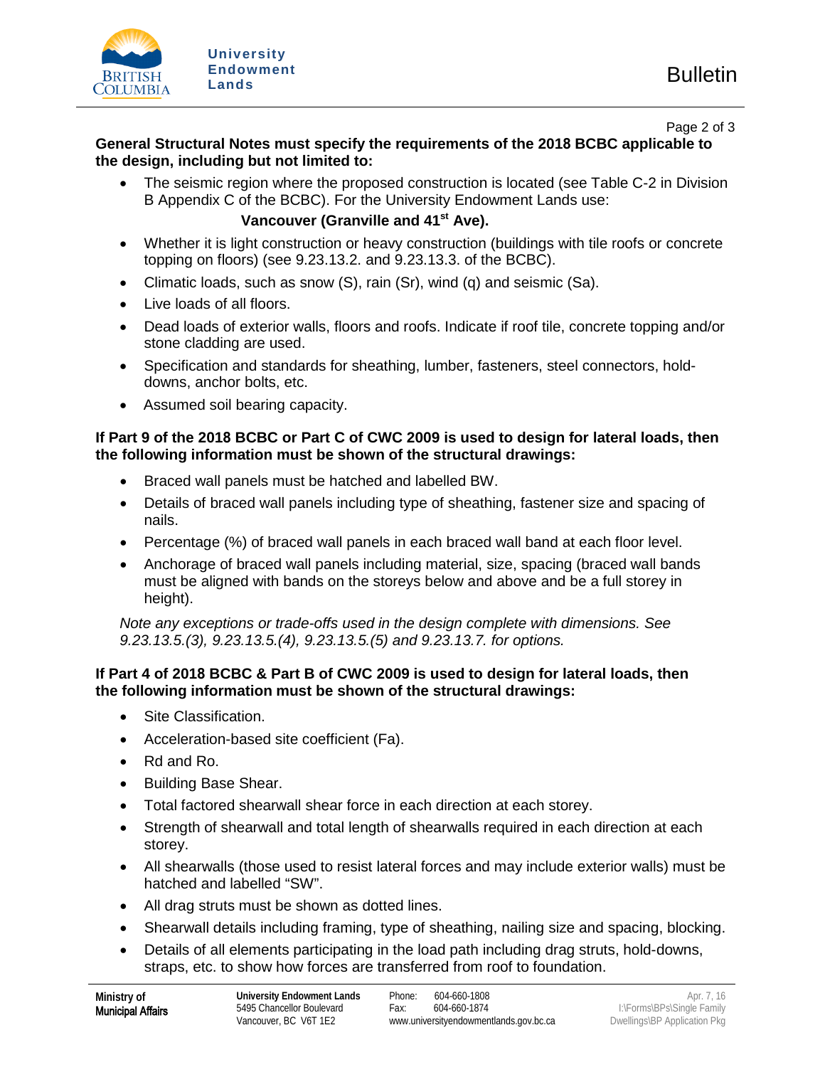**General Structural Notes must specify the requirements of the 2018 BCBC applicable to the design, including but not limited to:**

- The seismic region where the proposed construction is located (see Table C-2 in Division B Appendix C of the BCBC). For the University Endowment Lands use:

  **Vancouver (Granville and 41st Ave).**

- Whether it is light construction or heavy construction (buildings with tile roofs or concrete topping on floors) (see 9.23.13.2. and 9.23.13.3. of the BCBC).
- Climatic loads, such as snow (S), rain (Sr), wind (q) and seismic (Sa).
- Live loads of all floors.
- Dead loads of exterior walls, floors and roofs. Indicate if roof tile, concrete topping and/or stone cladding are used.
- Specification and standards for sheathing, lumber, fasteners, steel connectors, hold-downs, anchor bolts, etc.
- Assumed soil bearing capacity.

**If Part 9 of the 2018 BCBC or Part C of CWC 2009 is used to design for lateral loads, then the following information must be shown of the structural drawings:**

- Braced wall panels must be hatched and labelled BW.
- Details of braced wall panels including type of sheathing, fastener size and spacing of nails.
- Percentage (%) of braced wall panels in each braced wall band at each floor level.
- Anchorage of braced wall panels including material, size, spacing (braced wall bands must be aligned with bands on the storeys below and above and be a full storey in height).

*Note any exceptions or trade-offs used in the design complete with dimensions. See 9.23.13.5.(3), 9.23.13.5.(4), 9.23.13.5.(5) and 9.23.13.7. for options.*

**If Part 4 of 2018 BCBC & Part B of CWC 2009 is used to design for lateral loads, then the following information must be shown of the structural drawings:**

- Site Classification.
- Acceleration-based site coefficient (Fa).
- Rd and Ro.
- Building Base Shear.
- Total factored shearwall shear force in each direction at each storey.
- Strength of shearwall and total length of shearwalls required in each direction at each storey.
- All shearwalls (those used to resist lateral forces and may include exterior walls) must be hatched and labelled “SW”.
- All drag struts must be shown as dotted lines.
- Shearwall details including framing, type of sheathing, nailing size and spacing, blocking.
- Details of all elements participating in the load path including drag struts, hold-downs, straps, etc. to show how forces are transferred from roof to foundation.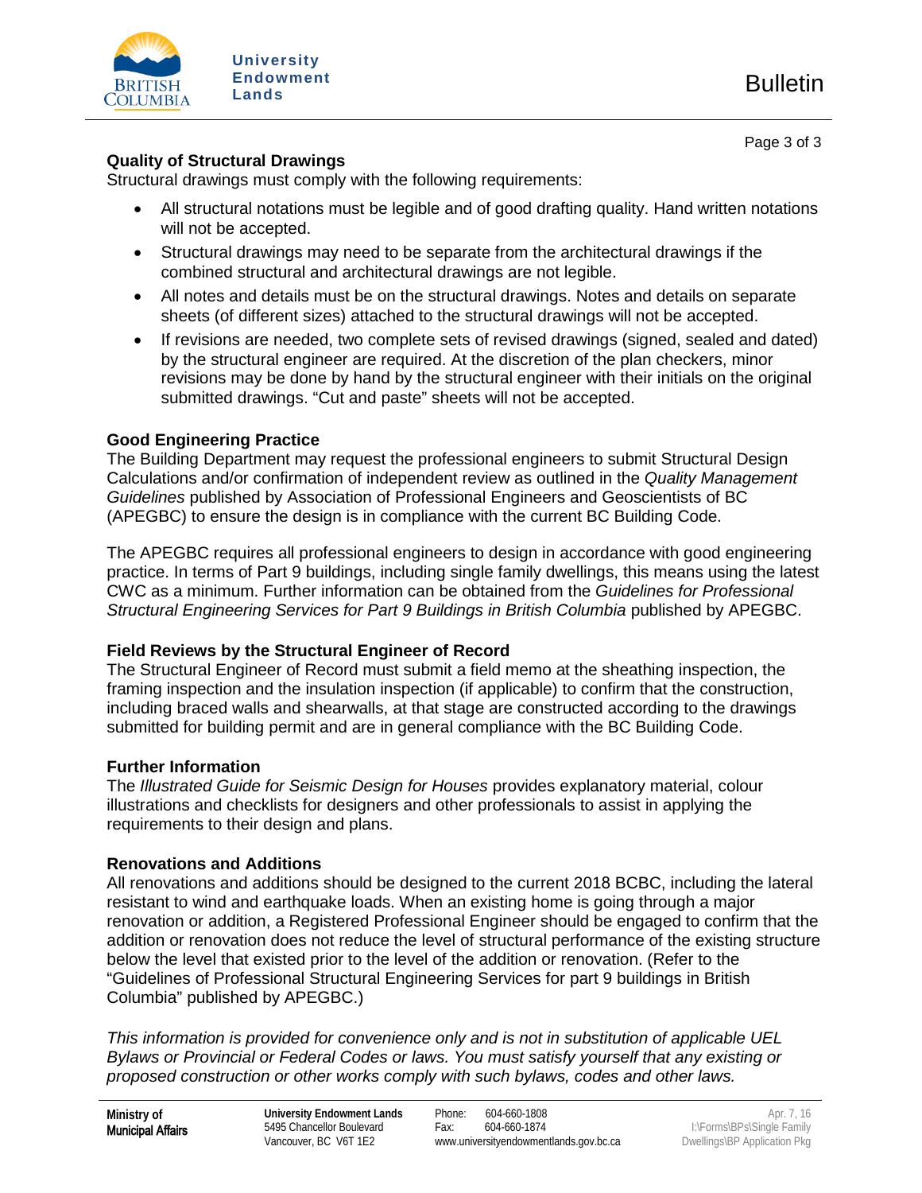### Quality of Structural Drawings

Structural drawings must comply with the following requirements:

- All structural notations must be legible and of good drafting quality. Hand written notations will not be accepted.
- Structural drawings may need to be separate from the architectural drawings if the combined structural and architectural drawings are not legible.
- All notes and details must be on the structural drawings. Notes and details on separate sheets (of different sizes) attached to the structural drawings will not be accepted.
- If revisions are needed, two complete sets of revised drawings (signed, sealed and dated) by the structural engineer are required. At the discretion of the plan checkers, minor revisions may be done by hand by the structural engineer with their initials on the original submitted drawings. "Cut and paste" sheets will not be accepted.

### Good Engineering Practice

The Building Department may request the professional engineers to submit Structural Design Calculations and/or confirmation of independent review as outlined in the *Quality Management Guidelines* published by Association of Professional Engineers and Geoscientists of BC (APEGBC) to ensure the design is in compliance with the current BC Building Code.

The APEGBC requires all professional engineers to design in accordance with good engineering practice. In terms of Part 9 buildings, including single family dwellings, this means using the latest CWC as a minimum. Further information can be obtained from the *Guidelines for Professional Structural Engineering Services for Part 9 Buildings in British Columbia* published by APEGBC.

### Field Reviews by the Structural Engineer of Record

The Structural Engineer of Record must submit a field memo at the sheathing inspection, the framing inspection and the insulation inspection (if applicable) to confirm that the construction, including braced walls and shearwalls, at that stage are constructed according to the drawings submitted for building permit and are in general compliance with the BC Building Code.

### Further Information

The *Illustrated Guide for Seismic Design for Houses* provides explanatory material, colour illustrations and checklists for designers and other professionals to assist in applying the requirements to their design and plans.

### Renovations and Additions

All renovations and additions should be designed to the current 2018 BCBC, including the lateral resistant to wind and earthquake loads. When an existing home is going through a major renovation or addition, a Registered Professional Engineer should be engaged to confirm that the addition or renovation does not reduce the level of structural performance of the existing structure below the level that existed prior to the level of the addition or renovation. (Refer to the "Guidelines of Professional Structural Engineering Services for part 9 buildings in British Columbia" published by APEGBC.)

*This information is provided for convenience only and is not in substitution of applicable UEL Bylaws or Provincial or Federal Codes or laws. You must satisfy yourself that any existing or proposed construction or other works comply with such bylaws, codes and other laws.*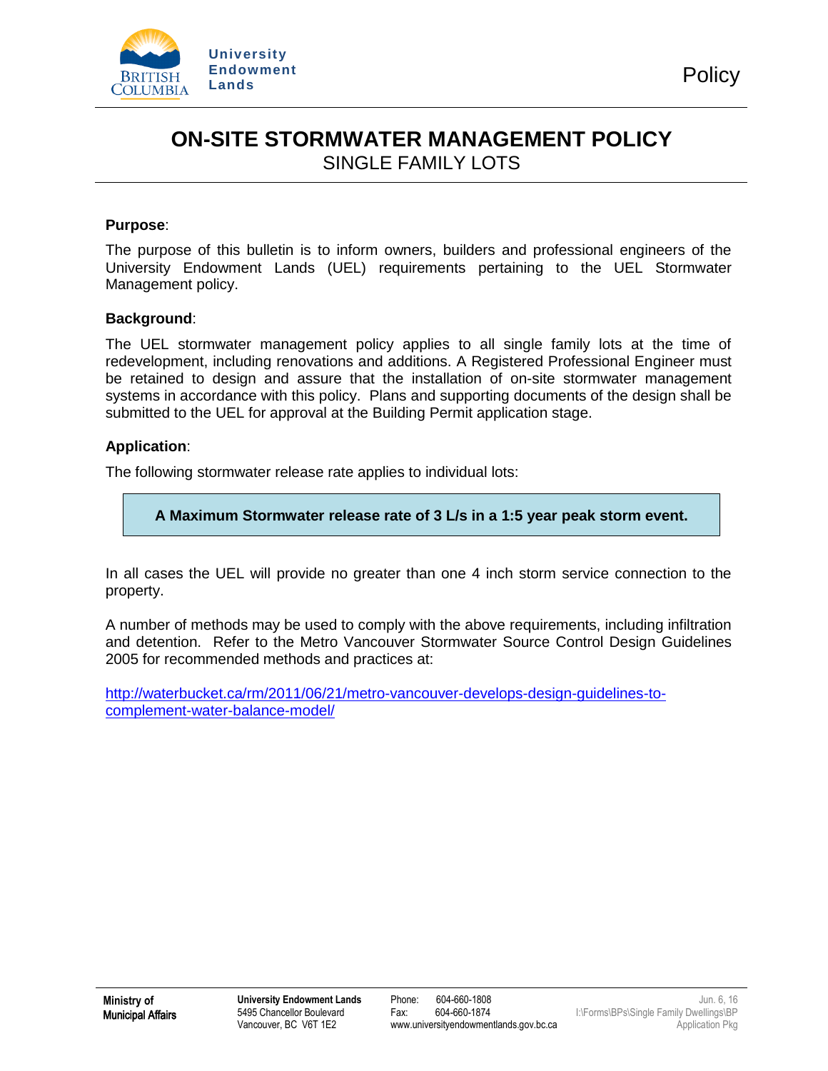University Endowment Lands

Policy

# ON-SITE STORMWATER MANAGEMENT POLICY

## SINGLE FAMILY LOTS

**Purpose**:

The purpose of this bulletin is to inform owners, builders and professional engineers of the University Endowment Lands (UEL) requirements pertaining to the UEL Stormwater Management policy.

**Background**:

The UEL stormwater management policy applies to all single family lots at the time of redevelopment, including renovations and additions. A Registered Professional Engineer must be retained to design and assure that the installation of on-site stormwater management systems in accordance with this policy. Plans and supporting documents of the design shall be submitted to the UEL for approval at the Building Permit application stage.

**Application**:

The following stormwater release rate applies to individual lots:

**A Maximum Stormwater release rate of 3 L/s in a 1:5 year peak storm event.**

In all cases the UEL will provide no greater than one 4 inch storm service connection to the property.

A number of methods may be used to comply with the above requirements, including infiltration and detention. Refer to the Metro Vancouver Stormwater Source Control Design Guidelines 2005 for recommended methods and practices at:

[http://waterbucket.ca/rm/2011/06/21/metro-vancouver-develops-design-guidelines-to-complement-water-balance-model/](http://waterbucket.ca/rm/2011/06/21/metro-vancouver-develops-design-guidelines-to-complement-water-balance-model/)

**Ministry of Municipal Affairs**

**University Endowment Lands**
5495 Chancellor Boulevard
Vancouver, BC V6T 1E2

Phone: 604-660-1808
Fax: 604-660-1874
www.universityendowmentlands.gov.bc.ca

Jun. 6, 16
I:\Forms\BPs\Single Family Dwellings\BP Application Pkg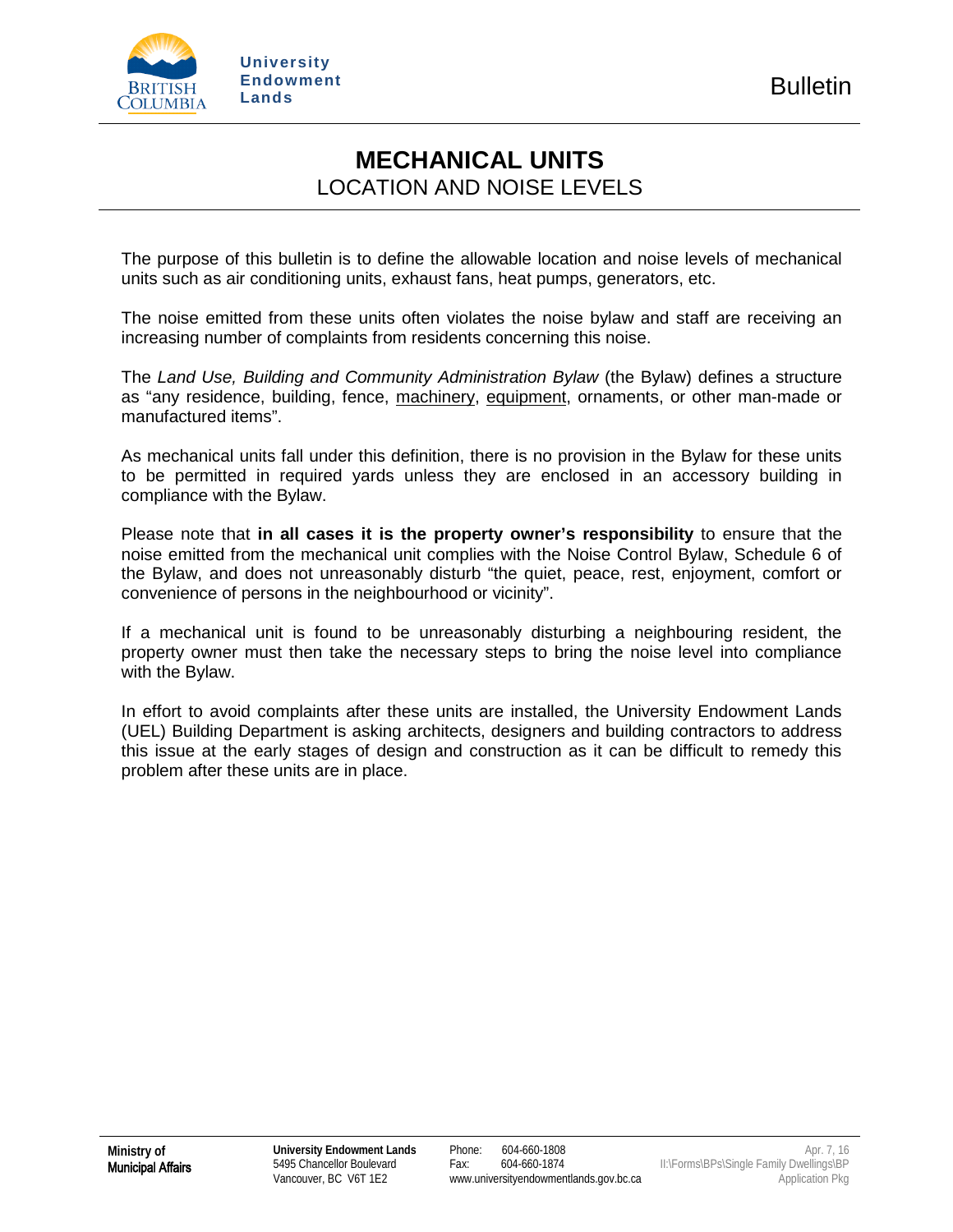# MECHANICAL UNITS

## LOCATION AND NOISE LEVELS

The purpose of this bulletin is to define the allowable location and noise levels of mechanical units such as air conditioning units, exhaust fans, heat pumps, generators, etc.

The noise emitted from these units often violates the noise bylaw and staff are receiving an increasing number of complaints from residents concerning this noise.

The *Land Use, Building and Community Administration Bylaw* (the Bylaw) defines a structure as "any residence, building, fence, <u>machinery</u>, <u>equipment</u>, ornaments, or other man-made or manufactured items".

As mechanical units fall under this definition, there is no provision in the Bylaw for these units to be permitted in required yards unless they are enclosed in an accessory building in compliance with the Bylaw.

Please note that **in all cases it is the property owner's responsibility** to ensure that the noise emitted from the mechanical unit complies with the Noise Control Bylaw, Schedule 6 of the Bylaw, and does not unreasonably disturb "the quiet, peace, rest, enjoyment, comfort or convenience of persons in the neighbourhood or vicinity".

If a mechanical unit is found to be unreasonably disturbing a neighbouring resident, the property owner must then take the necessary steps to bring the noise level into compliance with the Bylaw.

In effort to avoid complaints after these units are installed, the University Endowment Lands (UEL) Building Department is asking architects, designers and building contractors to address this issue at the early stages of design and construction as it can be difficult to remedy this problem after these units are in place.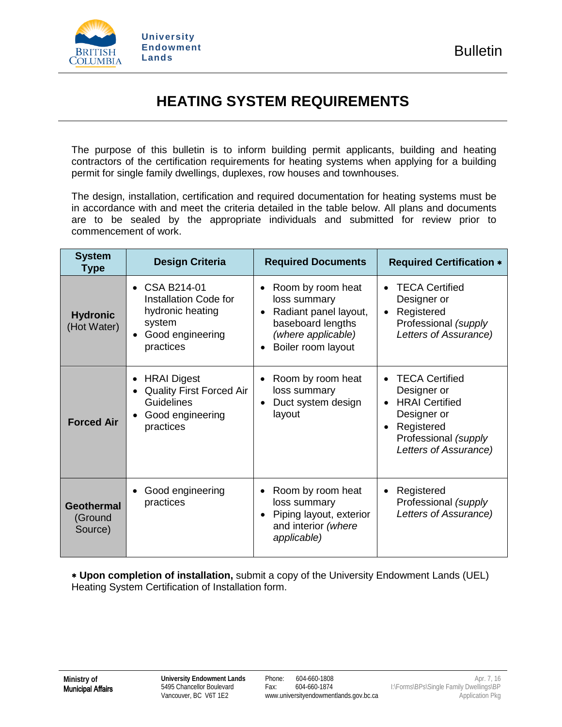University Endowment Lands

Bulletin

# HEATING SYSTEM REQUIREMENTS

The purpose of this bulletin is to inform building permit applicants, building and heating contractors of the certification requirements for heating systems when applying for a building permit for single family dwellings, duplexes, row houses and townhouses.

The design, installation, certification and required documentation for heating systems must be in accordance with and meet the criteria detailed in the table below. All plans and documents are to be sealed by the appropriate individuals and submitted for review prior to commencement of work.

| System Type | Design Criteria | Required Documents | Required Certification * |
|---|---|---|---|
| **Hydronic** (Hot Water) | • CSA B214-01 Installation Code for hydronic heating system<br>• Good engineering practices | • Room by room heat loss summary<br>• Radiant panel layout, baseboard lengths *(where applicable)*<br>• Boiler room layout | • TECA Certified Designer or<br>• Registered Professional *(supply Letters of Assurance)* |
| **Forced Air** | • HRAI Digest<br>• Quality First Forced Air Guidelines<br>• Good engineering practices | • Room by room heat loss summary<br>• Duct system design layout | • TECA Certified Designer or<br>• HRAI Certified Designer or<br>• Registered Professional *(supply Letters of Assurance)* |
| **Geothermal** (Ground Source) | • Good engineering practices | • Room by room heat loss summary<br>• Piping layout, exterior and interior *(where applicable)* | • Registered Professional *(supply Letters of Assurance)* |

* **Upon completion of installation,** submit a copy of the University Endowment Lands (UEL) Heating System Certification of Installation form.

Ministry of Municipal Affairs

**University Endowment Lands**
5495 Chancellor Boulevard
Vancouver, BC V6T 1E2

Phone: 604-660-1808
Fax: 604-660-1874
www.universityendowmentlands.gov.bc.ca

Apr. 7, 16
I:\Forms\BPs\Single Family Dwellings\BP Application Pkg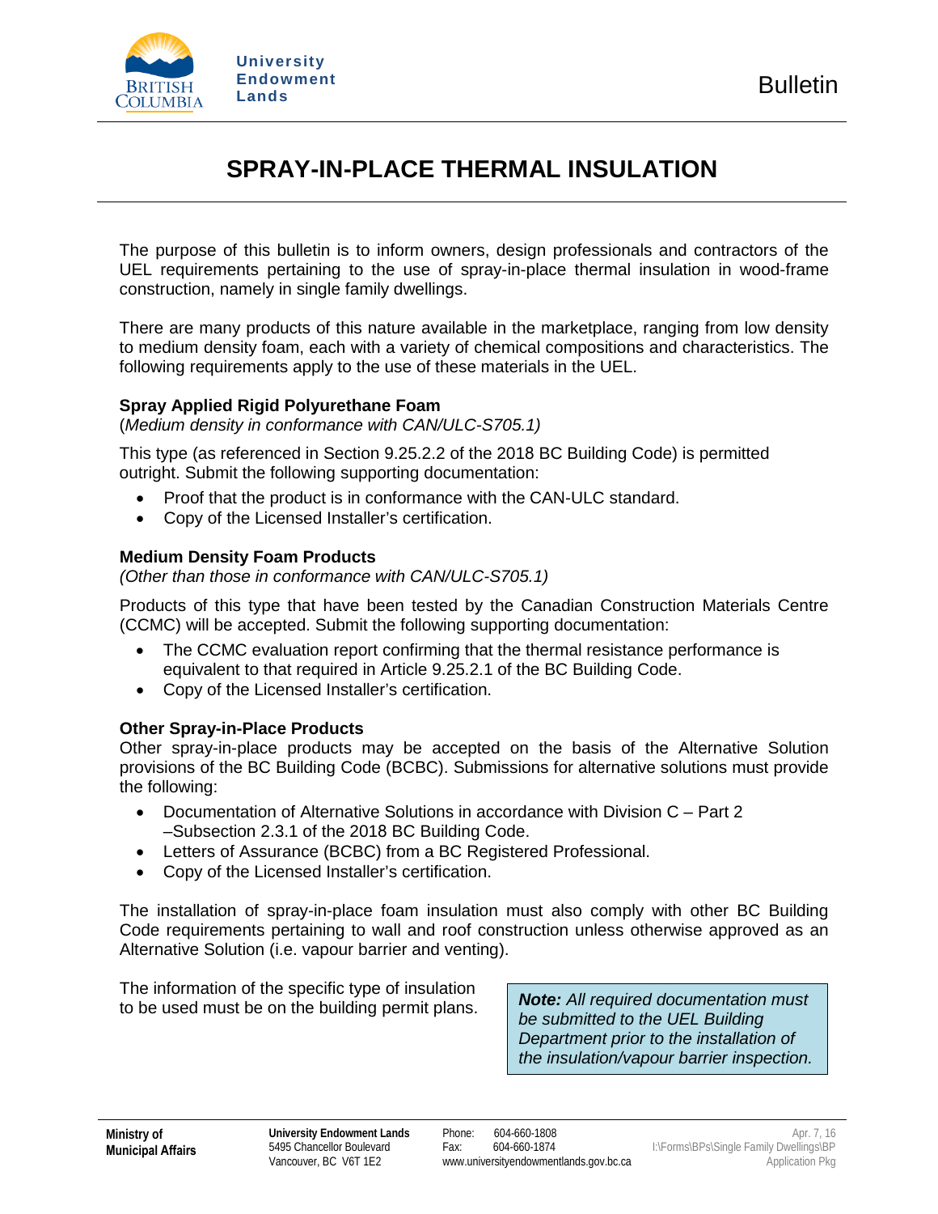University Endowment Lands

Bulletin

# SPRAY-IN-PLACE THERMAL INSULATION

The purpose of this bulletin is to inform owners, design professionals and contractors of the UEL requirements pertaining to the use of spray-in-place thermal insulation in wood-frame construction, namely in single family dwellings.

There are many products of this nature available in the marketplace, ranging from low density to medium density foam, each with a variety of chemical compositions and characteristics. The following requirements apply to the use of these materials in the UEL.

### Spray Applied Rigid Polyurethane Foam

(*Medium density in conformance with CAN/ULC-S705.1)*

This type (as referenced in Section 9.25.2.2 of the 2018 BC Building Code) is permitted outright. Submit the following supporting documentation:

- Proof that the product is in conformance with the CAN-ULC standard.
- Copy of the Licensed Installer's certification.

### Medium Density Foam Products

*(Other than those in conformance with CAN/ULC-S705.1)*

Products of this type that have been tested by the Canadian Construction Materials Centre (CCMC) will be accepted. Submit the following supporting documentation:

- The CCMC evaluation report confirming that the thermal resistance performance is equivalent to that required in Article 9.25.2.1 of the BC Building Code.
- Copy of the Licensed Installer's certification.

### Other Spray-in-Place Products

Other spray-in-place products may be accepted on the basis of the Alternative Solution provisions of the BC Building Code (BCBC). Submissions for alternative solutions must provide the following:

- Documentation of Alternative Solutions in accordance with Division C – Part 2 –Subsection 2.3.1 of the 2018 BC Building Code.
- Letters of Assurance (BCBC) from a BC Registered Professional.
- Copy of the Licensed Installer's certification.

The installation of spray-in-place foam insulation must also comply with other BC Building Code requirements pertaining to wall and roof construction unless otherwise approved as an Alternative Solution (i.e. vapour barrier and venting).

The information of the specific type of insulation to be used must be on the building permit plans.

***Note:*** *All required documentation must be submitted to the UEL Building Department prior to the installation of the insulation/vapour barrier inspection.*

**Ministry of Municipal Affairs**

**University Endowment Lands**
5495 Chancellor Boulevard
Vancouver, BC V6T 1E2

Phone: 604-660-1808
Fax: 604-660-1874
www.universityendowmentlands.gov.bc.ca

Apr. 7, 16
I:\Forms\BPs\Single Family Dwellings\BP Application Pkg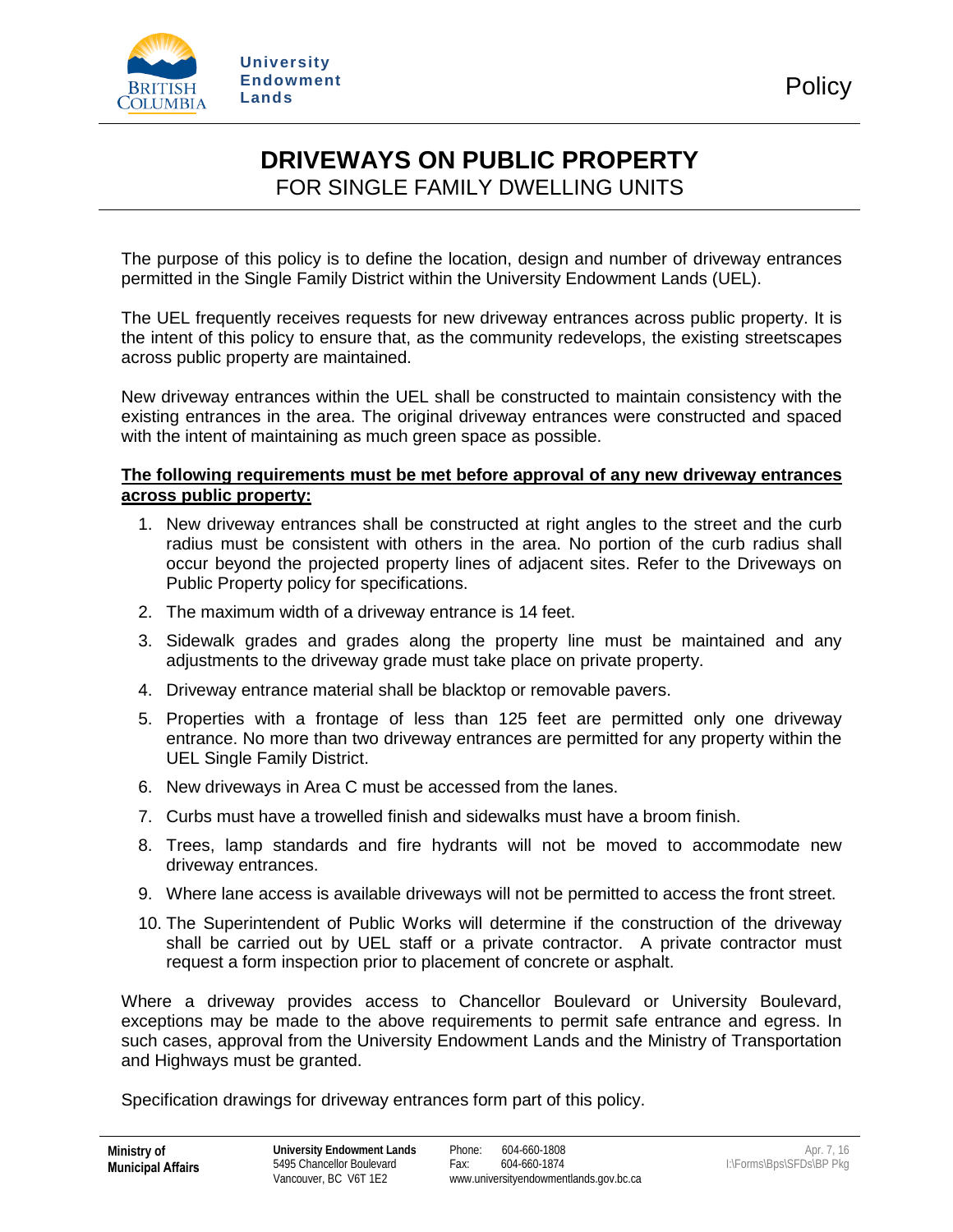# DRIVEWAYS ON PUBLIC PROPERTY

## FOR SINGLE FAMILY DWELLING UNITS

The purpose of this policy is to define the location, design and number of driveway entrances permitted in the Single Family District within the University Endowment Lands (UEL).

The UEL frequently receives requests for new driveway entrances across public property. It is the intent of this policy to ensure that, as the community redevelops, the existing streetscapes across public property are maintained.

New driveway entrances within the UEL shall be constructed to maintain consistency with the existing entrances in the area. The original driveway entrances were constructed and spaced with the intent of maintaining as much green space as possible.

**The following requirements must be met before approval of any new driveway entrances across public property:**

1. New driveway entrances shall be constructed at right angles to the street and the curb radius must be consistent with others in the area. No portion of the curb radius shall occur beyond the projected property lines of adjacent sites. Refer to the Driveways on Public Property policy for specifications.
2. The maximum width of a driveway entrance is 14 feet.
3. Sidewalk grades and grades along the property line must be maintained and any adjustments to the driveway grade must take place on private property.
4. Driveway entrance material shall be blacktop or removable pavers.
5. Properties with a frontage of less than 125 feet are permitted only one driveway entrance. No more than two driveway entrances are permitted for any property within the UEL Single Family District.
6. New driveways in Area C must be accessed from the lanes.
7. Curbs must have a trowelled finish and sidewalks must have a broom finish.
8. Trees, lamp standards and fire hydrants will not be moved to accommodate new driveway entrances.
9. Where lane access is available driveways will not be permitted to access the front street.
10. The Superintendent of Public Works will determine if the construction of the driveway shall be carried out by UEL staff or a private contractor. A private contractor must request a form inspection prior to placement of concrete or asphalt.

Where a driveway provides access to Chancellor Boulevard or University Boulevard, exceptions may be made to the above requirements to permit safe entrance and egress. In such cases, approval from the University Endowment Lands and the Ministry of Transportation and Highways must be granted.

Specification drawings for driveway entrances form part of this policy.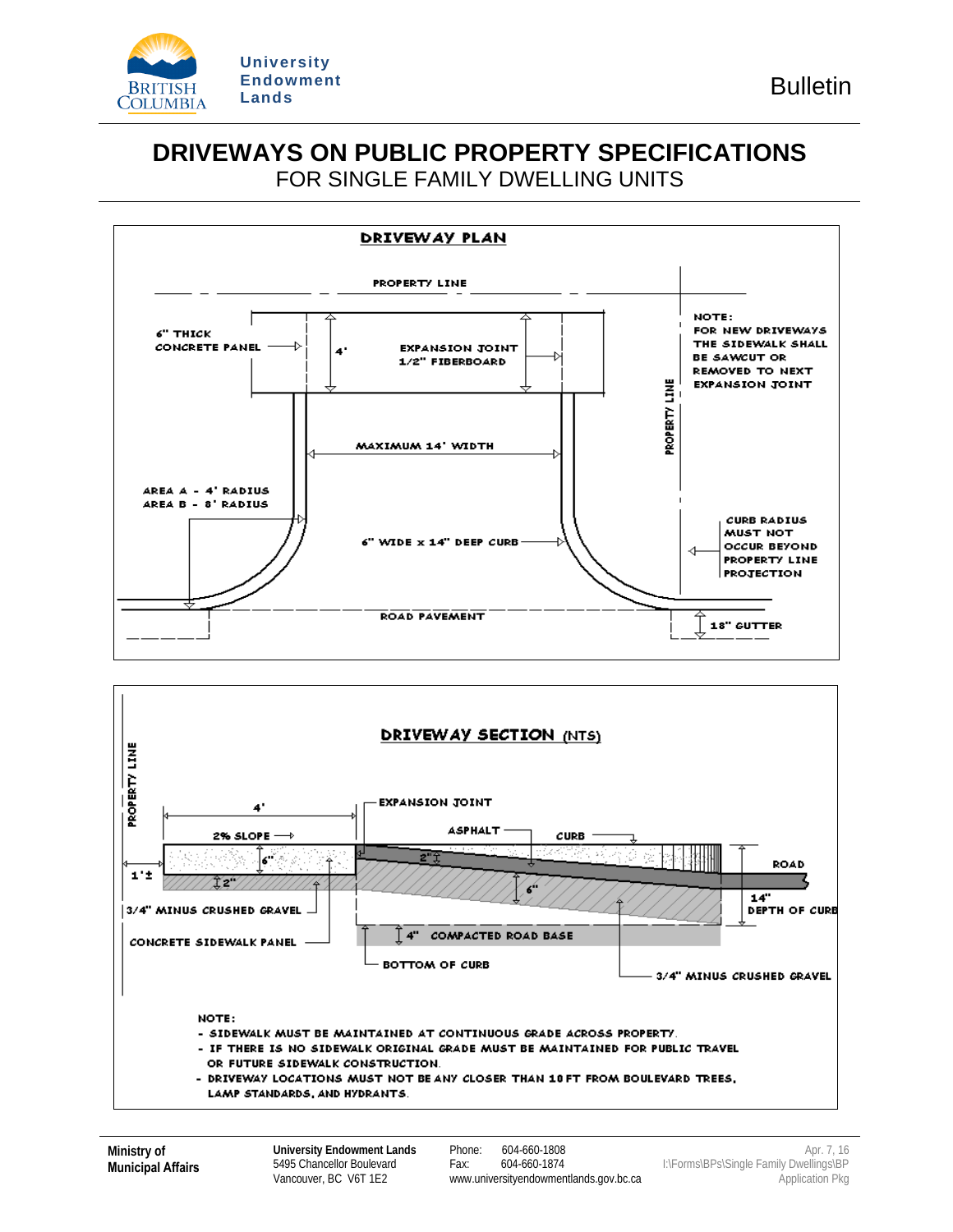# DRIVEWAYS ON PUBLIC PROPERTY SPECIFICATIONS

FOR SINGLE FAMILY DWELLING UNITS

## DRIVEWAY PLAN

PROPERTY LINE

6" THICK CONCRETE PANEL

4'

EXPANSION JOINT 1/2" FIBERBOARD

NOTE: FOR NEW DRIVEWAYS THE SIDEWALK SHALL BE SAWCUT OR REMOVED TO NEXT EXPANSION JOINT

PROPERTY LINE

MAXIMUM 14' WIDTH

AREA A - 4' RADIUS
AREA B - 8' RADIUS

6" WIDE x 14" DEEP CURB

CURB RADIUS MUST NOT OCCUR BEYOND PROPERTY LINE PROJECTION

ROAD PAVEMENT

18" GUTTER

## DRIVEWAY SECTION (NTS)

PROPERTY LINE

4'

EXPANSION JOINT

2% SLOPE

ASPHALT

CURB

2"

6"

ROAD

1'±

2"

6"

14" DEPTH OF CURB

3/4" MINUS CRUSHED GRAVEL

4" COMPACTED ROAD BASE

CONCRETE SIDEWALK PANEL

BOTTOM OF CURB

3/4" MINUS CRUSHED GRAVEL

NOTE:

- SIDEWALK MUST BE MAINTAINED AT CONTINUOUS GRADE ACROSS PROPERTY.
- IF THERE IS NO SIDEWALK ORIGINAL GRADE MUST BE MAINTAINED FOR PUBLIC TRAVEL OR FUTURE SIDEWALK CONSTRUCTION.
- DRIVEWAY LOCATIONS MUST NOT BE ANY CLOSER THAN 10 FT FROM BOULEVARD TREES, LAMP STANDARDS, AND HYDRANTS.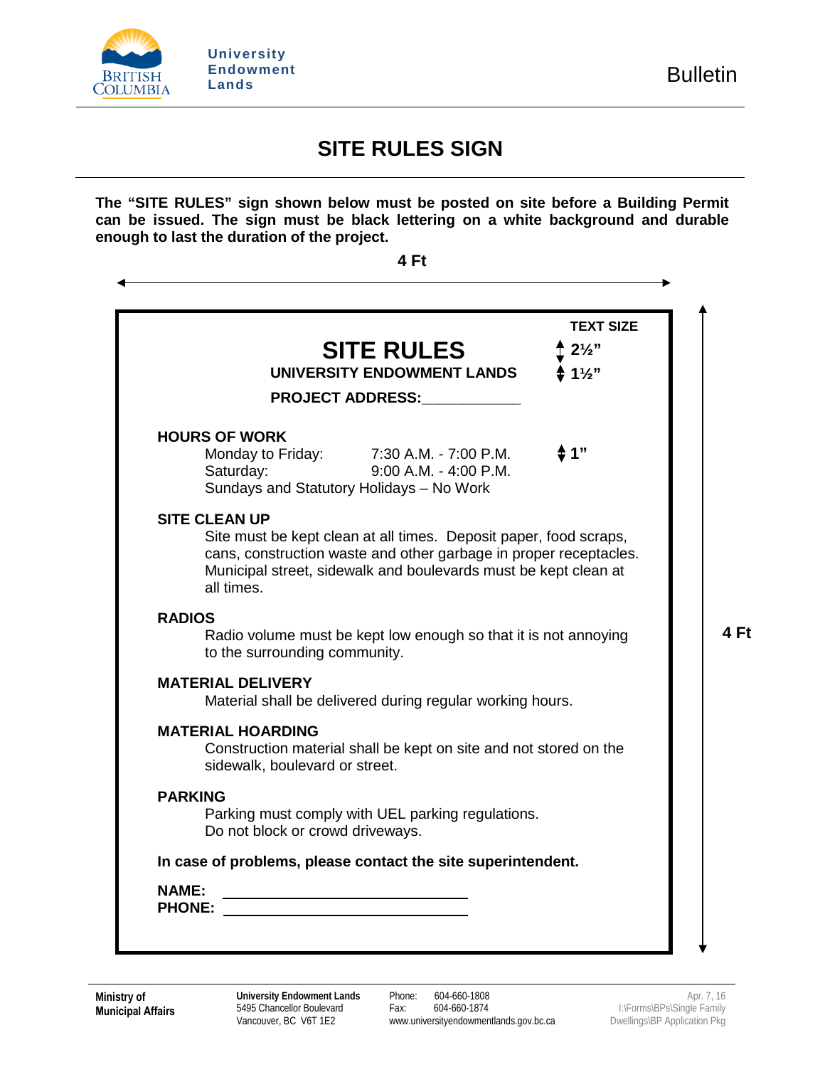# SITE RULES SIGN

**The "SITE RULES" sign shown below must be posted on site before a Building Permit can be issued. The sign must be black lettering on a white background and durable enough to last the duration of the project.**

**4 Ft** (width) × **4 Ft** (height)

**TEXT SIZE**

## SITE RULES (2½")

**UNIVERSITY ENDOWMENT LANDS** (1½")

**PROJECT ADDRESS:\_\_\_\_\_\_\_\_\_\_\_\_**

**HOURS OF WORK** (1")

Monday to Friday: 7:30 A.M. - 7:00 P.M.
Saturday: 9:00 A.M. - 4:00 P.M.
Sundays and Statutory Holidays – No Work

**SITE CLEAN UP**

Site must be kept clean at all times. Deposit paper, food scraps, cans, construction waste and other garbage in proper receptacles. Municipal street, sidewalk and boulevards must be kept clean at all times.

**RADIOS**

Radio volume must be kept low enough so that it is not annoying to the surrounding community.

**MATERIAL DELIVERY**

Material shall be delivered during regular working hours.

**MATERIAL HOARDING**

Construction material shall be kept on site and not stored on the sidewalk, boulevard or street.

**PARKING**

Parking must comply with UEL parking regulations.
Do not block or crowd driveways.

**In case of problems, please contact the site superintendent.**

**NAME:** \_\_\_\_\_\_\_\_\_\_\_\_\_\_\_\_\_\_\_\_\_\_\_\_
**PHONE:** \_\_\_\_\_\_\_\_\_\_\_\_\_\_\_\_\_\_\_\_\_\_\_\_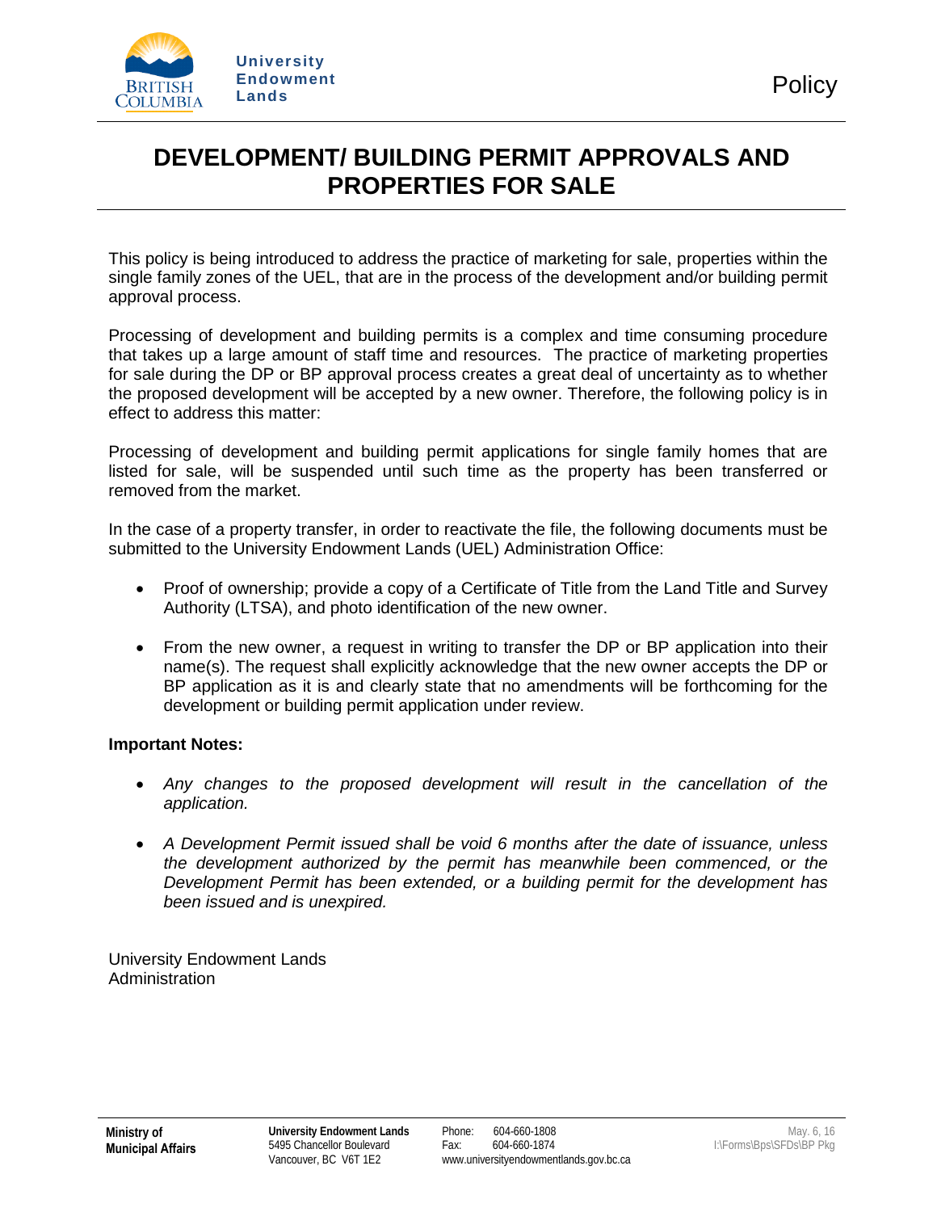# DEVELOPMENT/ BUILDING PERMIT APPROVALS AND PROPERTIES FOR SALE

This policy is being introduced to address the practice of marketing for sale, properties within the single family zones of the UEL, that are in the process of the development and/or building permit approval process.

Processing of development and building permits is a complex and time consuming procedure that takes up a large amount of staff time and resources. The practice of marketing properties for sale during the DP or BP approval process creates a great deal of uncertainty as to whether the proposed development will be accepted by a new owner. Therefore, the following policy is in effect to address this matter:

Processing of development and building permit applications for single family homes that are listed for sale, will be suspended until such time as the property has been transferred or removed from the market.

In the case of a property transfer, in order to reactivate the file, the following documents must be submitted to the University Endowment Lands (UEL) Administration Office:

- Proof of ownership; provide a copy of a Certificate of Title from the Land Title and Survey Authority (LTSA), and photo identification of the new owner.
- From the new owner, a request in writing to transfer the DP or BP application into their name(s). The request shall explicitly acknowledge that the new owner accepts the DP or BP application as it is and clearly state that no amendments will be forthcoming for the development or building permit application under review.

**Important Notes:**

- *Any changes to the proposed development will result in the cancellation of the application.*
- *A Development Permit issued shall be void 6 months after the date of issuance, unless the development authorized by the permit has meanwhile been commenced, or the Development Permit has been extended, or a building permit for the development has been issued and is unexpired.*

University Endowment Lands
Administration